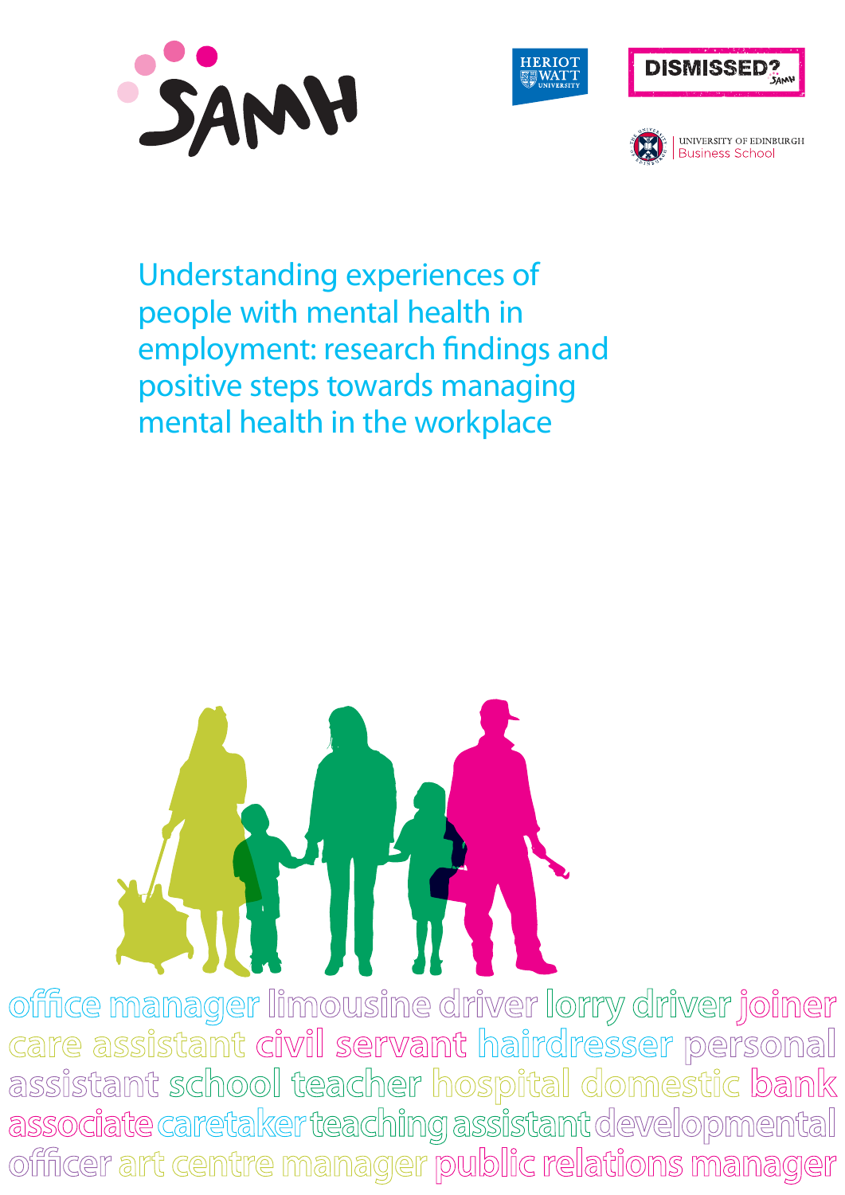SAMH

HERIOT WATT UNIVERSITY

DISMISSED? SAMH

UNIVERSITY OF EDINBURGH Business School

# Understanding experiences of people with mental health in employment: research findings and positive steps towards managing mental health in the workplace

office manager limousine driver lorry driver joiner care assistant civil servant hairdresser personal assistant school teacher hospital domestic bank associate caretaker teaching assistant developmental officer art centre manager public relations manager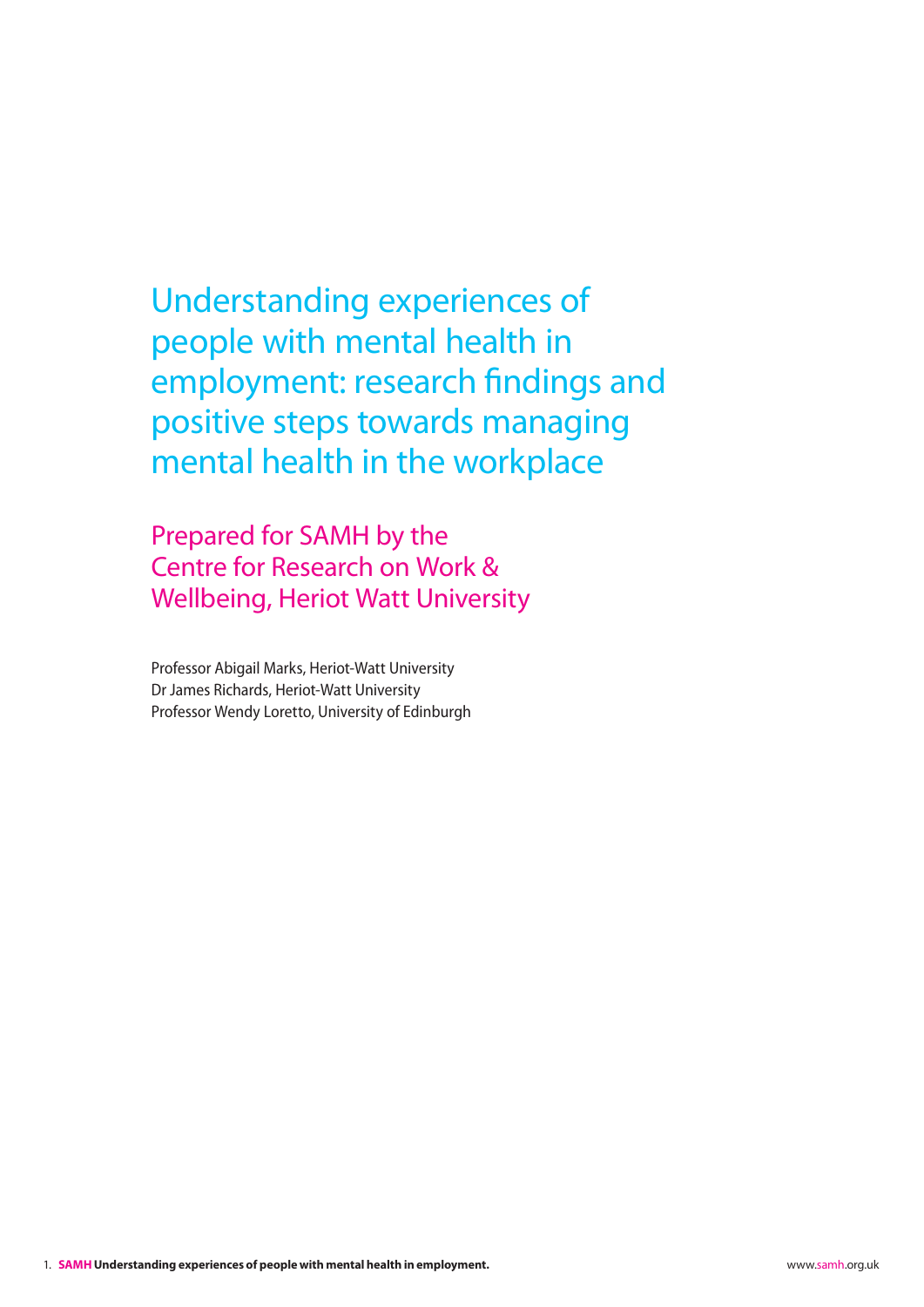# Understanding experiences of people with mental health in employment: research findings and positive steps towards managing mental health in the workplace

## Prepared for SAMH by the Centre for Research on Work & Wellbeing, Heriot Watt University

Professor Abigail Marks, Heriot-Watt University
Dr James Richards, Heriot-Watt University
Professor Wendy Loretto, University of Edinburgh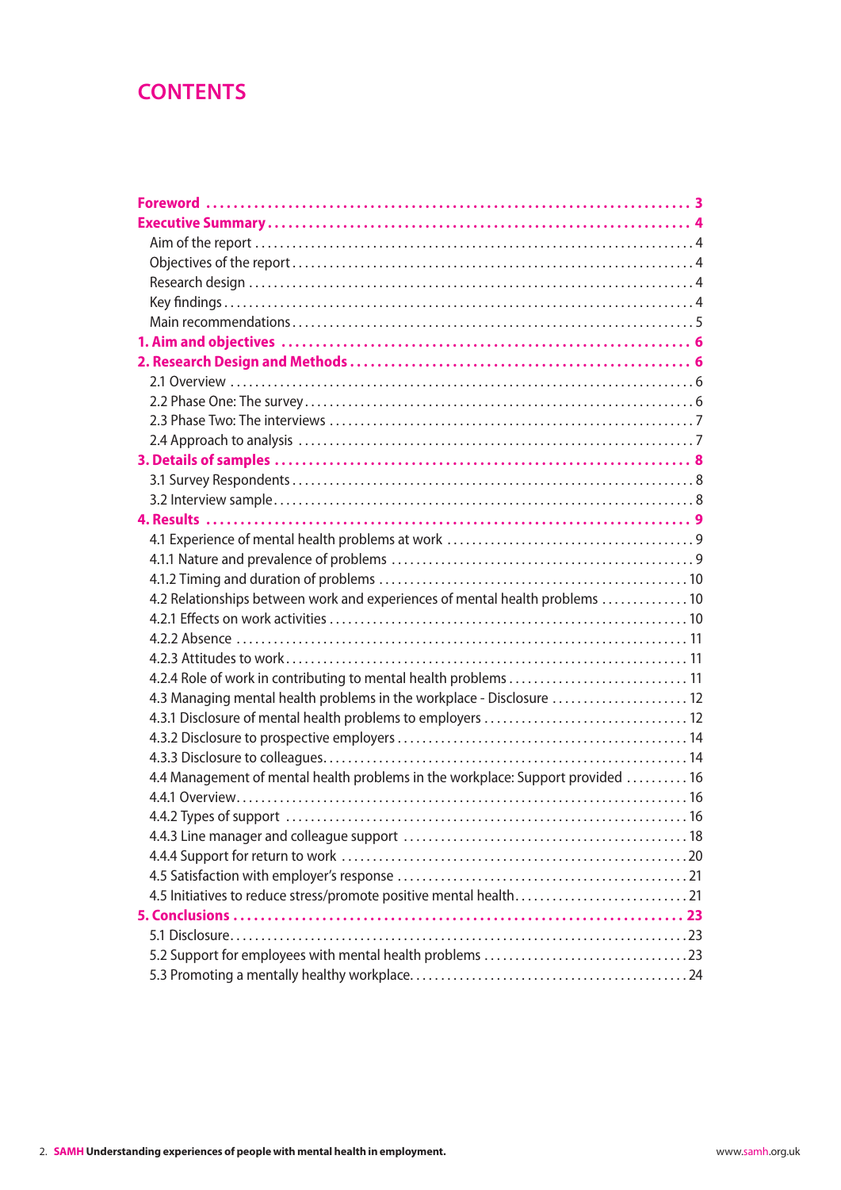# CONTENTS

**Foreword** ........ **3**
**Executive Summary** ........ **4**
Aim of the report ........ 4
Objectives of the report ........ 4
Research design ........ 4
Key findings ........ 4
Main recommendations ........ 5
**1. Aim and objectives** ........ **6**
**2. Research Design and Methods** ........ **6**
2.1 Overview ........ 6
2.2 Phase One: The survey ........ 6
2.3 Phase Two: The interviews ........ 7
2.4 Approach to analysis ........ 7
**3. Details of samples** ........ **8**
3.1 Survey Respondents ........ 8
3.2 Interview sample ........ 8
**4. Results** ........ **9**
4.1 Experience of mental health problems at work ........ 9
4.1.1 Nature and prevalence of problems ........ 9
4.1.2 Timing and duration of problems ........ 10
4.2 Relationships between work and experiences of mental health problems ........ 10
4.2.1 Effects on work activities ........ 10
4.2.2 Absence ........ 11
4.2.3 Attitudes to work ........ 11
4.2.4 Role of work in contributing to mental health problems ........ 11
4.3 Managing mental health problems in the workplace - Disclosure ........ 12
4.3.1 Disclosure of mental health problems to employers ........ 12
4.3.2 Disclosure to prospective employers ........ 14
4.3.3 Disclosure to colleagues ........ 14
4.4 Management of mental health problems in the workplace: Support provided ........ 16
4.4.1 Overview ........ 16
4.4.2 Types of support ........ 16
4.4.3 Line manager and colleague support ........ 18
4.4.4 Support for return to work ........ 20
4.5 Satisfaction with employer's response ........ 21
4.5 Initiatives to reduce stress/promote positive mental health ........ 21
**5. Conclusions** ........ **23**
5.1 Disclosure ........ 23
5.2 Support for employees with mental health problems ........ 23
5.3 Promoting a mentally healthy workplace ........ 24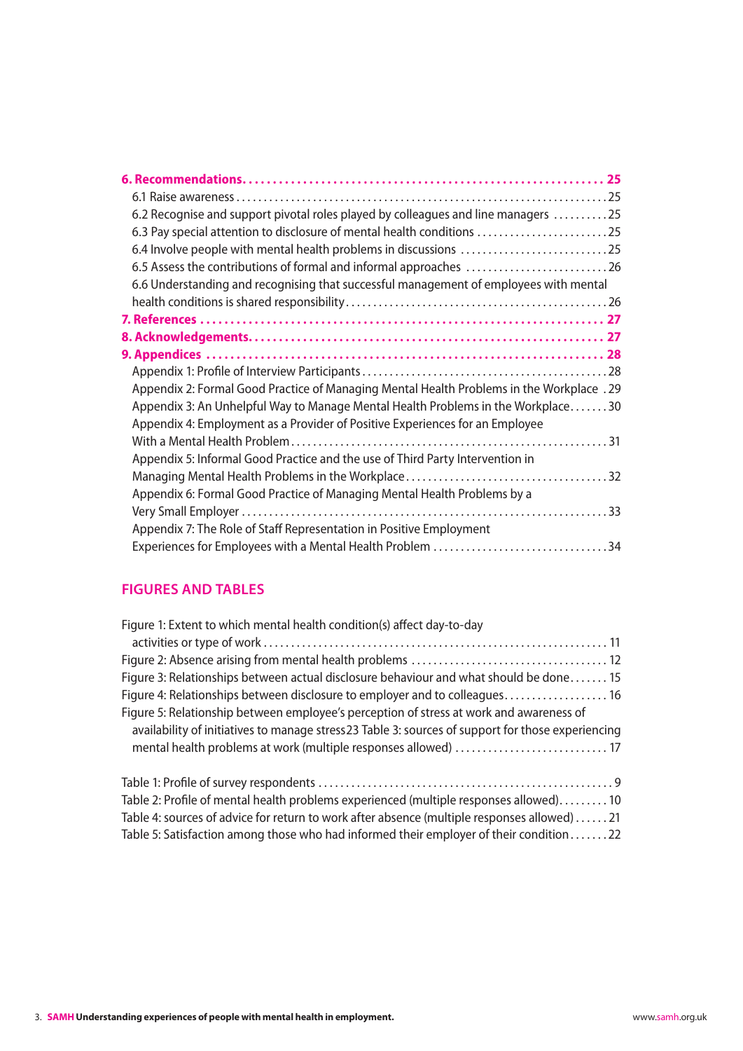**6. Recommendations.......................................................... 25**

6.1 Raise awareness.......................................................................25

6.2 Recognise and support pivotal roles played by colleagues and line managers ..........25

6.3 Pay special attention to disclosure of mental health conditions ........................25

6.4 Involve people with mental health problems in discussions ...........................25

6.5 Assess the contributions of formal and informal approaches ..........................26

6.6 Understanding and recognising that successful management of employees with mental health conditions is shared responsibility...............................................26

**7. References ................................................................ 27**

**8. Acknowledgements.......................................................... 27**

**9. Appendices .............................................................. 28**

Appendix 1: Profile of Interview Participants............................................28

Appendix 2: Formal Good Practice of Managing Mental Health Problems in the Workplace .29

Appendix 3: An Unhelpful Way to Manage Mental Health Problems in the Workplace.......30

Appendix 4: Employment as a Provider of Positive Experiences for an Employee With a Mental Health Problem..........................................................31

Appendix 5: Informal Good Practice and the use of Third Party Intervention in Managing Mental Health Problems in the Workplace....................................32

Appendix 6: Formal Good Practice of Managing Mental Health Problems by a Very Small Employer ...................................................................33

Appendix 7: The Role of Staff Representation in Positive Employment Experiences for Employees with a Mental Health Problem ................................34

## FIGURES AND TABLES

Figure 1: Extent to which mental health condition(s) affect day-to-day activities or type of work ............................................................... 11

Figure 2: Absence arising from mental health problems .................................... 12

Figure 3: Relationships between actual disclosure behaviour and what should be done....... 15

Figure 4: Relationships between disclosure to employer and to colleagues.................. 16

Figure 5: Relationship between employee's perception of stress at work and awareness of availability of initiatives to manage stress23 Table 3: sources of support for those experiencing mental health problems at work (multiple responses allowed) ............................ 17

Table 1: Profile of survey respondents ...................................................... 9

Table 2: Profile of mental health problems experienced (multiple responses allowed)......... 10

Table 4: sources of advice for return to work after absence (multiple responses allowed) ...... 21

Table 5: Satisfaction among those who had informed their employer of their condition....... 22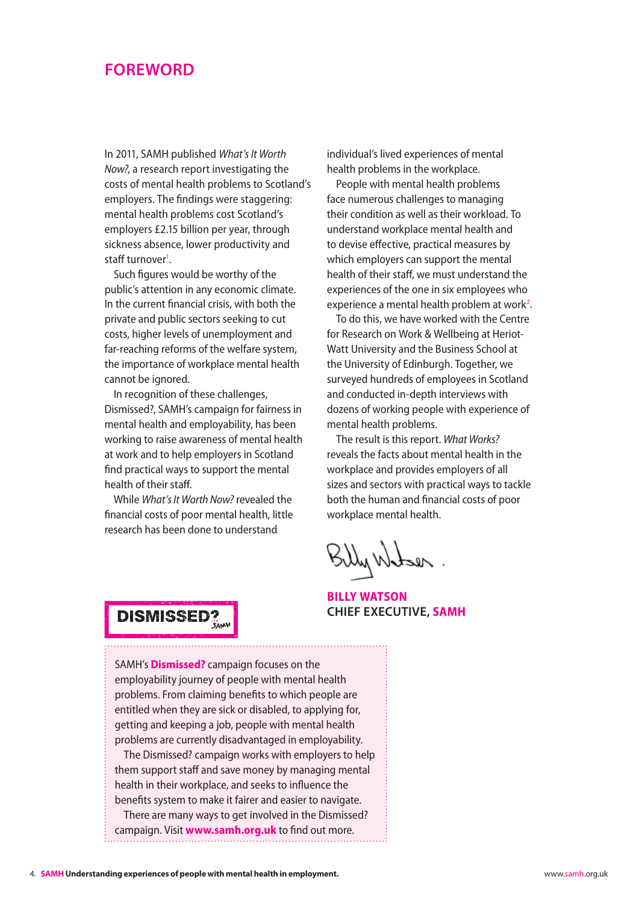# FOREWORD

In 2011, SAMH published *What's It Worth Now?*, a research report investigating the costs of mental health problems to Scotland's employers. The findings were staggering: mental health problems cost Scotland's employers £2.15 billion per year, through sickness absence, lower productivity and staff turnover[1].

Such figures would be worthy of the public's attention in any economic climate. In the current financial crisis, with both the private and public sectors seeking to cut costs, higher levels of unemployment and far-reaching reforms of the welfare system, the importance of workplace mental health cannot be ignored.

In recognition of these challenges, Dismissed?, SAMH's campaign for fairness in mental health and employability, has been working to raise awareness of mental health at work and to help employers in Scotland find practical ways to support the mental health of their staff.

While *What's It Worth Now?* revealed the financial costs of poor mental health, little research has been done to understand individual's lived experiences of mental health problems in the workplace.

People with mental health problems face numerous challenges to managing their condition as well as their workload. To understand workplace mental health and to devise effective, practical measures by which employers can support the mental health of their staff, we must understand the experiences of the one in six employees who experience a mental health problem at work[2].

To do this, we have worked with the Centre for Research on Work & Wellbeing at Heriot-Watt University and the Business School at the University of Edinburgh. Together, we surveyed hundreds of employees in Scotland and conducted in-depth interviews with dozens of working people with experience of mental health problems.

The result is this report. *What Works?* reveals the facts about mental health in the workplace and provides employers of all sizes and sectors with practical ways to tackle both the human and financial costs of poor workplace mental health.

**BILLY WATSON**
**CHIEF EXECUTIVE, SAMH**

**DISMISSED?**

SAMH's **Dismissed?** campaign focuses on the employability journey of people with mental health problems. From claiming benefits to which people are entitled when they are sick or disabled, to applying for, getting and keeping a job, people with mental health problems are currently disadvantaged in employability.

The Dismissed? campaign works with employers to help them support staff and save money by managing mental health in their workplace, and seeks to influence the benefits system to make it fairer and easier to navigate.

There are many ways to get involved in the Dismissed? campaign. Visit **www.samh.org.uk** to find out more.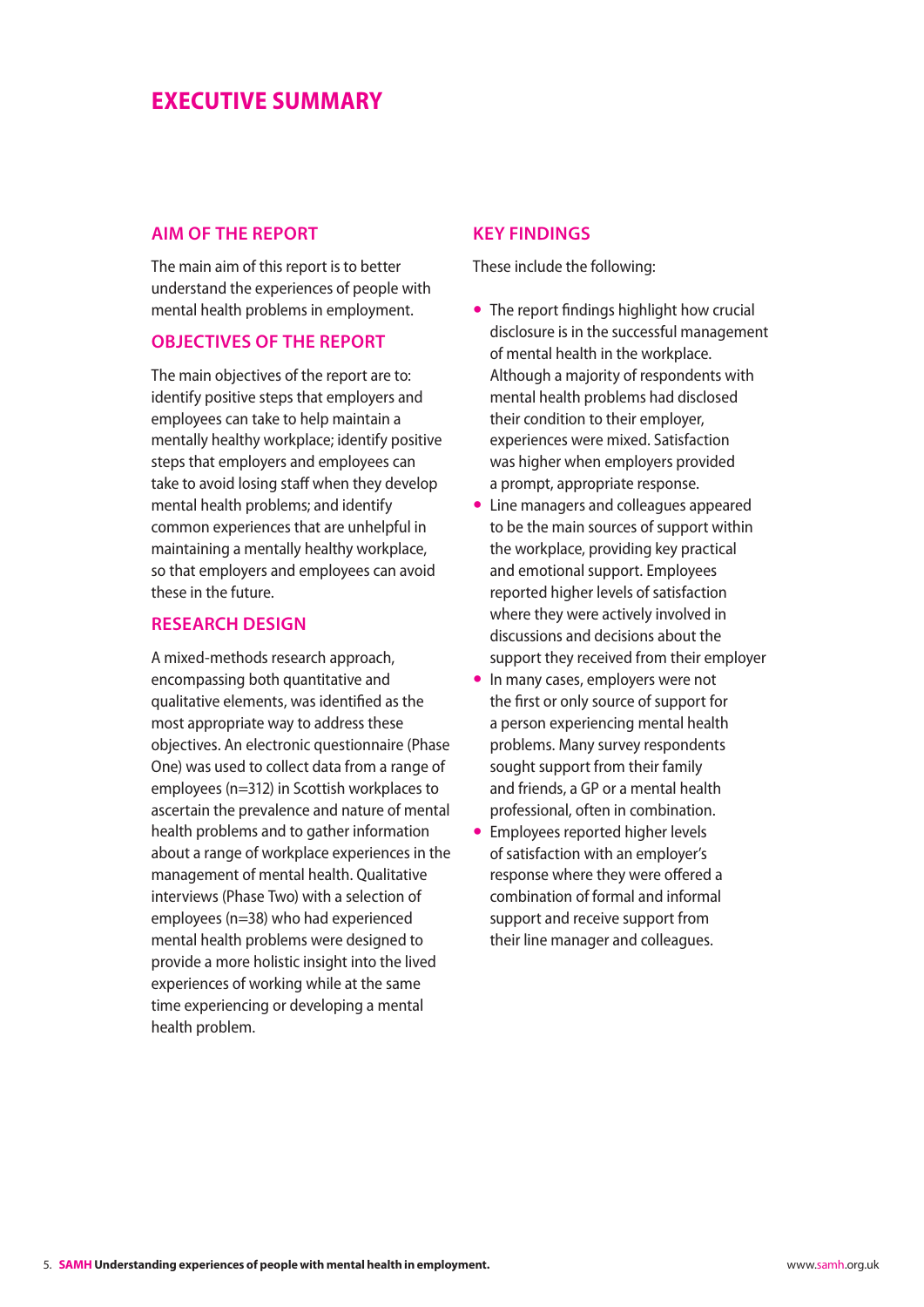# EXECUTIVE SUMMARY

## AIM OF THE REPORT

The main aim of this report is to better understand the experiences of people with mental health problems in employment.

## OBJECTIVES OF THE REPORT

The main objectives of the report are to: identify positive steps that employers and employees can take to help maintain a mentally healthy workplace; identify positive steps that employers and employees can take to avoid losing staff when they develop mental health problems; and identify common experiences that are unhelpful in maintaining a mentally healthy workplace, so that employers and employees can avoid these in the future.

## RESEARCH DESIGN

A mixed-methods research approach, encompassing both quantitative and qualitative elements, was identified as the most appropriate way to address these objectives. An electronic questionnaire (Phase One) was used to collect data from a range of employees (n=312) in Scottish workplaces to ascertain the prevalence and nature of mental health problems and to gather information about a range of workplace experiences in the management of mental health. Qualitative interviews (Phase Two) with a selection of employees (n=38) who had experienced mental health problems were designed to provide a more holistic insight into the lived experiences of working while at the same time experiencing or developing a mental health problem.

## KEY FINDINGS

These include the following:

- The report findings highlight how crucial disclosure is in the successful management of mental health in the workplace. Although a majority of respondents with mental health problems had disclosed their condition to their employer, experiences were mixed. Satisfaction was higher when employers provided a prompt, appropriate response.
- Line managers and colleagues appeared to be the main sources of support within the workplace, providing key practical and emotional support. Employees reported higher levels of satisfaction where they were actively involved in discussions and decisions about the support they received from their employer
- In many cases, employers were not the first or only source of support for a person experiencing mental health problems. Many survey respondents sought support from their family and friends, a GP or a mental health professional, often in combination.
- Employees reported higher levels of satisfaction with an employer's response where they were offered a combination of formal and informal support and receive support from their line manager and colleagues.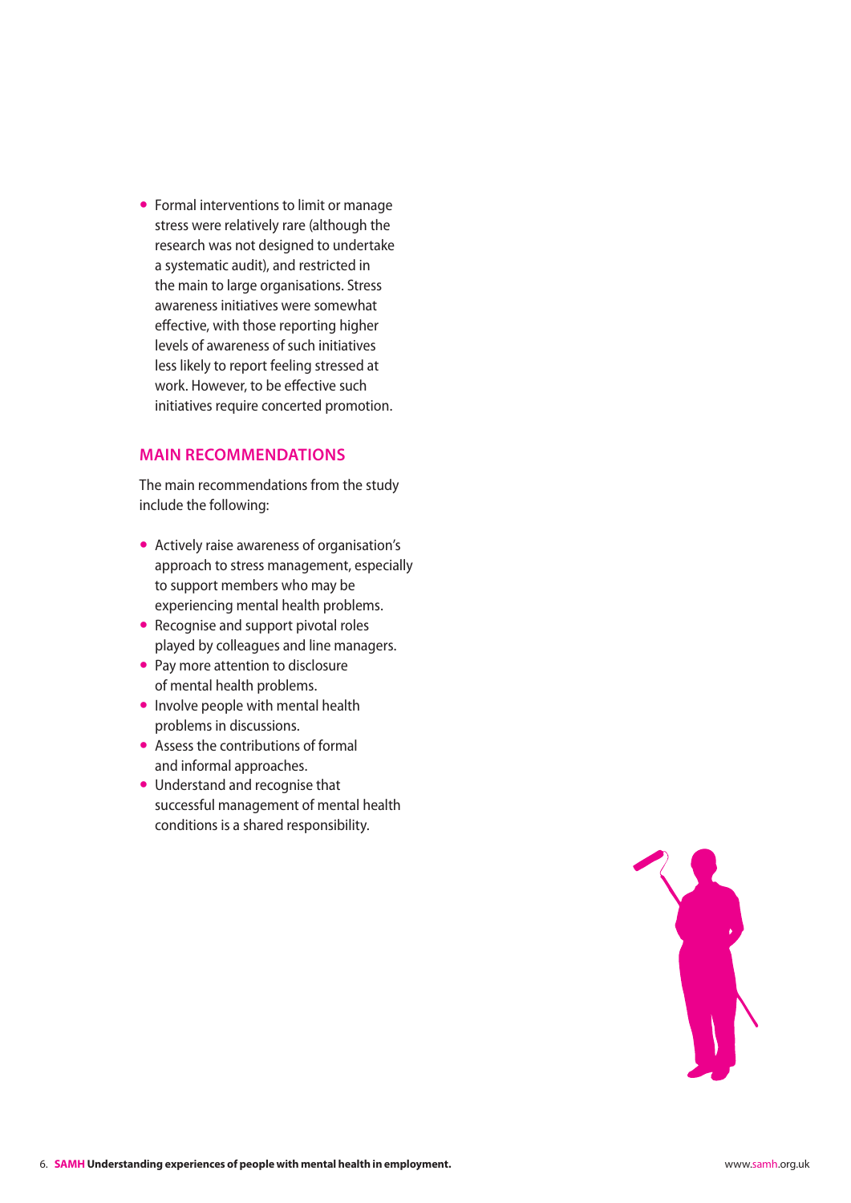- Formal interventions to limit or manage stress were relatively rare (although the research was not designed to undertake a systematic audit), and restricted in the main to large organisations. Stress awareness initiatives were somewhat effective, with those reporting higher levels of awareness of such initiatives less likely to report feeling stressed at work. However, to be effective such initiatives require concerted promotion.

## MAIN RECOMMENDATIONS

The main recommendations from the study include the following:

- Actively raise awareness of organisation's approach to stress management, especially to support members who may be experiencing mental health problems.
- Recognise and support pivotal roles played by colleagues and line managers.
- Pay more attention to disclosure of mental health problems.
- Involve people with mental health problems in discussions.
- Assess the contributions of formal and informal approaches.
- Understand and recognise that successful management of mental health conditions is a shared responsibility.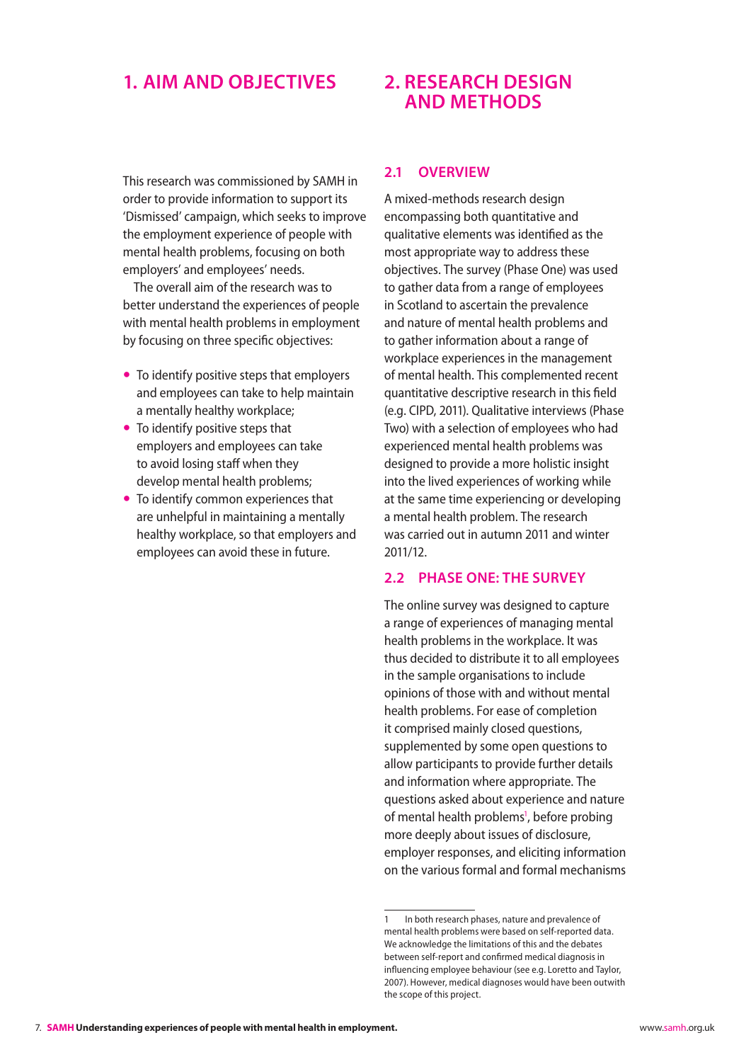# 1. AIM AND OBJECTIVES

This research was commissioned by SAMH in order to provide information to support its 'Dismissed' campaign, which seeks to improve the employment experience of people with mental health problems, focusing on both employers' and employees' needs.

The overall aim of the research was to better understand the experiences of people with mental health problems in employment by focusing on three specific objectives:

- To identify positive steps that employers and employees can take to help maintain a mentally healthy workplace;
- To identify positive steps that employers and employees can take to avoid losing staff when they develop mental health problems;
- To identify common experiences that are unhelpful in maintaining a mentally healthy workplace, so that employers and employees can avoid these in future.

# 2. RESEARCH DESIGN AND METHODS

## 2.1 OVERVIEW

A mixed-methods research design encompassing both quantitative and qualitative elements was identified as the most appropriate way to address these objectives. The survey (Phase One) was used to gather data from a range of employees in Scotland to ascertain the prevalence and nature of mental health problems and to gather information about a range of workplace experiences in the management of mental health. This complemented recent quantitative descriptive research in this field (e.g. CIPD, 2011). Qualitative interviews (Phase Two) with a selection of employees who had experienced mental health problems was designed to provide a more holistic insight into the lived experiences of working while at the same time experiencing or developing a mental health problem. The research was carried out in autumn 2011 and winter 2011/12.

## 2.2 PHASE ONE: THE SURVEY

The online survey was designed to capture a range of experiences of managing mental health problems in the workplace. It was thus decided to distribute it to all employees in the sample organisations to include opinions of those with and without mental health problems. For ease of completion it comprised mainly closed questions, supplemented by some open questions to allow participants to provide further details and information where appropriate. The questions asked about experience and nature of mental health problems[1], before probing more deeply about issues of disclosure, employer responses, and eliciting information on the various formal and formal mechanisms

---

1 In both research phases, nature and prevalence of mental health problems were based on self-reported data. We acknowledge the limitations of this and the debates between self-report and confirmed medical diagnosis in influencing employee behaviour (see e.g. Loretto and Taylor, 2007). However, medical diagnoses would have been outwith the scope of this project.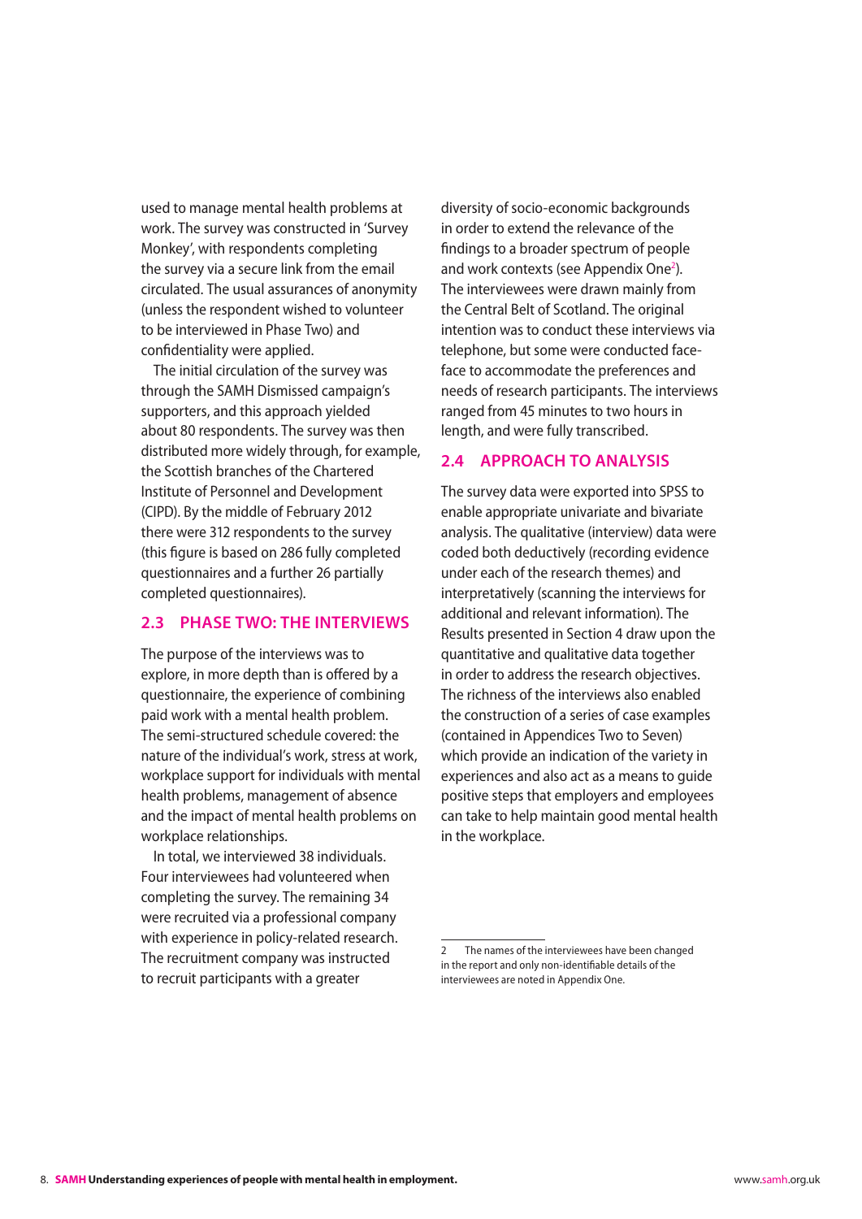used to manage mental health problems at work. The survey was constructed in 'Survey Monkey', with respondents completing the survey via a secure link from the email circulated. The usual assurances of anonymity (unless the respondent wished to volunteer to be interviewed in Phase Two) and confidentiality were applied.

The initial circulation of the survey was through the SAMH Dismissed campaign's supporters, and this approach yielded about 80 respondents. The survey was then distributed more widely through, for example, the Scottish branches of the Chartered Institute of Personnel and Development (CIPD). By the middle of February 2012 there were 312 respondents to the survey (this figure is based on 286 fully completed questionnaires and a further 26 partially completed questionnaires).

## 2.3 PHASE TWO: THE INTERVIEWS

The purpose of the interviews was to explore, in more depth than is offered by a questionnaire, the experience of combining paid work with a mental health problem. The semi-structured schedule covered: the nature of the individual's work, stress at work, workplace support for individuals with mental health problems, management of absence and the impact of mental health problems on workplace relationships.

In total, we interviewed 38 individuals. Four interviewees had volunteered when completing the survey. The remaining 34 were recruited via a professional company with experience in policy-related research. The recruitment company was instructed to recruit participants with a greater diversity of socio-economic backgrounds in order to extend the relevance of the findings to a broader spectrum of people and work contexts (see Appendix One[2]). The interviewees were drawn mainly from the Central Belt of Scotland. The original intention was to conduct these interviews via telephone, but some were conducted face-face to accommodate the preferences and needs of research participants. The interviews ranged from 45 minutes to two hours in length, and were fully transcribed.

## 2.4 APPROACH TO ANALYSIS

The survey data were exported into SPSS to enable appropriate univariate and bivariate analysis. The qualitative (interview) data were coded both deductively (recording evidence under each of the research themes) and interpretatively (scanning the interviews for additional and relevant information). The Results presented in Section 4 draw upon the quantitative and qualitative data together in order to address the research objectives. The richness of the interviews also enabled the construction of a series of case examples (contained in Appendices Two to Seven) which provide an indication of the variety in experiences and also act as a means to guide positive steps that employers and employees can take to help maintain good mental health in the workplace.

---

2 The names of the interviewees have been changed in the report and only non-identifiable details of the interviewees are noted in Appendix One.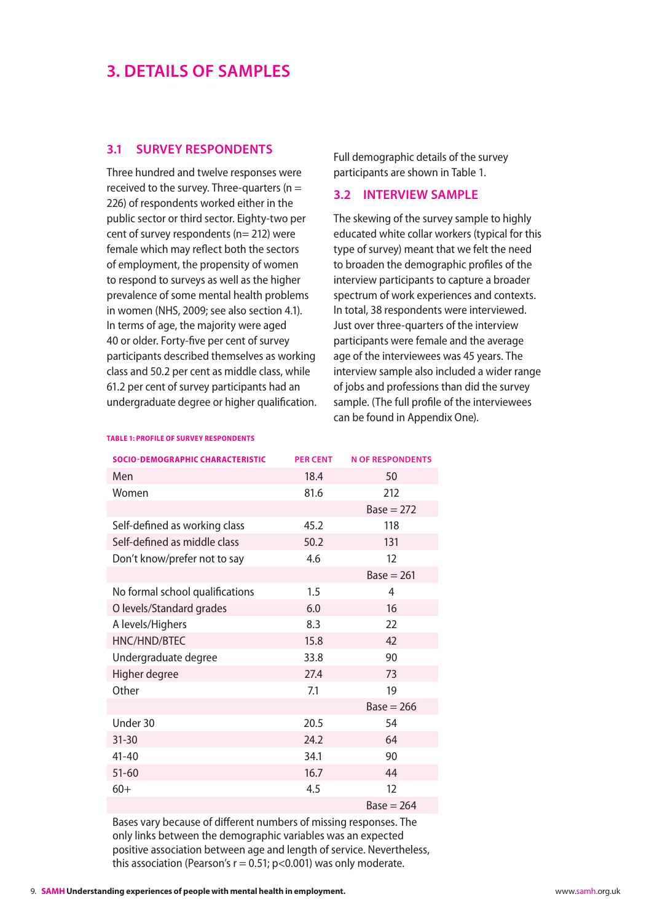# 3. DETAILS OF SAMPLES

## 3.1 SURVEY RESPONDENTS

Three hundred and twelve responses were received to the survey. Three-quarters (n = 226) of respondents worked either in the public sector or third sector. Eighty-two per cent of survey respondents (n= 212) were female which may reflect both the sectors of employment, the propensity of women to respond to surveys as well as the higher prevalence of some mental health problems in women (NHS, 2009; see also section 4.1). In terms of age, the majority were aged 40 or older. Forty-five per cent of survey participants described themselves as working class and 50.2 per cent as middle class, while 61.2 per cent of survey participants had an undergraduate degree or higher qualification.

Full demographic details of the survey participants are shown in Table 1.

## 3.2 INTERVIEW SAMPLE

The skewing of the survey sample to highly educated white collar workers (typical for this type of survey) meant that we felt the need to broaden the demographic profiles of the interview participants to capture a broader spectrum of work experiences and contexts. In total, 38 respondents were interviewed. Just over three-quarters of the interview participants were female and the average age of the interviewees was 45 years. The interview sample also included a wider range of jobs and professions than did the survey sample. (The full profile of the interviewees can be found in Appendix One).

**TABLE 1: PROFILE OF SURVEY RESPONDENTS**

| SOCIO-DEMOGRAPHIC CHARACTERISTIC | PER CENT | N OF RESPONDENTS |
|---|---|---|
| Men | 18.4 | 50 |
| Women | 81.6 | 212 |
| | | Base = 272 |
| Self-defined as working class | 45.2 | 118 |
| Self-defined as middle class | 50.2 | 131 |
| Don't know/prefer not to say | 4.6 | 12 |
| | | Base = 261 |
| No formal school qualifications | 1.5 | 4 |
| O levels/Standard grades | 6.0 | 16 |
| A levels/Highers | 8.3 | 22 |
| HNC/HND/BTEC | 15.8 | 42 |
| Undergraduate degree | 33.8 | 90 |
| Higher degree | 27.4 | 73 |
| Other | 7.1 | 19 |
| | | Base = 266 |
| Under 30 | 20.5 | 54 |
| 31-30 | 24.2 | 64 |
| 41-40 | 34.1 | 90 |
| 51-60 | 16.7 | 44 |
| 60+ | 4.5 | 12 |
| | | Base = 264 |

Bases vary because of different numbers of missing responses. The only links between the demographic variables was an expected positive association between age and length of service. Nevertheless, this association (Pearson's $r = 0.51$; $p<0.001$) was only moderate.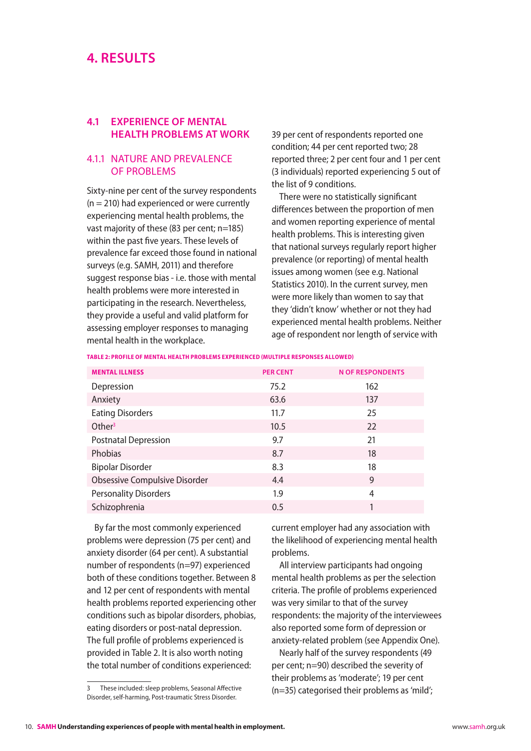# 4. RESULTS

## 4.1 EXPERIENCE OF MENTAL HEALTH PROBLEMS AT WORK

### 4.1.1 NATURE AND PREVALENCE OF PROBLEMS

Sixty-nine per cent of the survey respondents (n = 210) had experienced or were currently experiencing mental health problems, the vast majority of these (83 per cent; n=185) within the past five years. These levels of prevalence far exceed those found in national surveys (e.g. SAMH, 2011) and therefore suggest response bias - i.e. those with mental health problems were more interested in participating in the research. Nevertheless, they provide a useful and valid platform for assessing employer responses to managing mental health in the workplace.

39 per cent of respondents reported one condition; 44 per cent reported two; 28 reported three; 2 per cent four and 1 per cent (3 individuals) reported experiencing 5 out of the list of 9 conditions.

There were no statistically significant differences between the proportion of men and women reporting experience of mental health problems. This is interesting given that national surveys regularly report higher prevalence (or reporting) of mental health issues among women (see e.g. National Statistics 2010). In the current survey, men were more likely than women to say that they 'didn't know' whether or not they had experienced mental health problems. Neither age of respondent nor length of service with current employer had any association with the likelihood of experiencing mental health problems.

**TABLE 2: PROFILE OF MENTAL HEALTH PROBLEMS EXPERIENCED (MULTIPLE RESPONSES ALLOWED)**

| MENTAL ILLNESS | PER CENT | N OF RESPONDENTS |
|---|---|---|
| Depression | 75.2 | 162 |
| Anxiety | 63.6 | 137 |
| Eating Disorders | 11.7 | 25 |
| Other[3] | 10.5 | 22 |
| Postnatal Depression | 9.7 | 21 |
| Phobias | 8.7 | 18 |
| Bipolar Disorder | 8.3 | 18 |
| Obsessive Compulsive Disorder | 4.4 | 9 |
| Personality Disorders | 1.9 | 4 |
| Schizophrenia | 0.5 | 1 |

By far the most commonly experienced problems were depression (75 per cent) and anxiety disorder (64 per cent). A substantial number of respondents (n=97) experienced both of these conditions together. Between 8 and 12 per cent of respondents with mental health problems reported experiencing other conditions such as bipolar disorders, phobias, eating disorders or post-natal depression. The full profile of problems experienced is provided in Table 2. It is also worth noting the total number of conditions experienced:

All interview participants had ongoing mental health problems as per the selection criteria. The profile of problems experienced was very similar to that of the survey respondents: the majority of the interviewees also reported some form of depression or anxiety-related problem (see Appendix One).

Nearly half of the survey respondents (49 per cent; n=90) described the severity of their problems as 'moderate'; 19 per cent (n=35) categorised their problems as 'mild';

[3] These included: sleep problems, Seasonal Affective Disorder, self-harming, Post-traumatic Stress Disorder.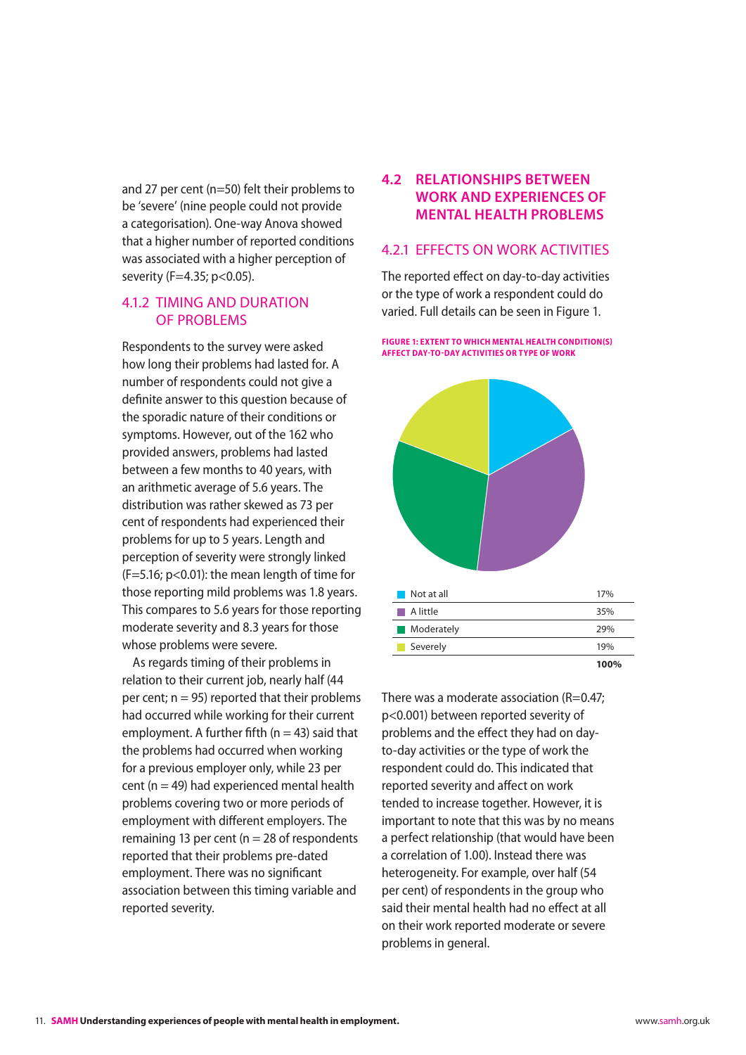and 27 per cent (n=50) felt their problems to be 'severe' (nine people could not provide a categorisation). One-way Anova showed that a higher number of reported conditions was associated with a higher perception of severity ($F=4.35$; $p<0.05$).

### 4.1.2 TIMING AND DURATION OF PROBLEMS

Respondents to the survey were asked how long their problems had lasted for. A number of respondents could not give a definite answer to this question because of the sporadic nature of their conditions or symptoms. However, out of the 162 who provided answers, problems had lasted between a few months to 40 years, with an arithmetic average of 5.6 years. The distribution was rather skewed as 73 per cent of respondents had experienced their problems for up to 5 years. Length and perception of severity were strongly linked ($F=5.16$; $p<0.01$): the mean length of time for those reporting mild problems was 1.8 years. This compares to 5.6 years for those reporting moderate severity and 8.3 years for those whose problems were severe.

As regards timing of their problems in relation to their current job, nearly half (44 per cent; n = 95) reported that their problems had occurred while working for their current employment. A further fifth (n = 43) said that the problems had occurred when working for a previous employer only, while 23 per cent (n = 49) had experienced mental health problems covering two or more periods of employment with different employers. The remaining 13 per cent (n = 28 of respondents reported that their problems pre-dated employment. There was no significant association between this timing variable and reported severity.

## 4.2 RELATIONSHIPS BETWEEN WORK AND EXPERIENCES OF MENTAL HEALTH PROBLEMS

### 4.2.1 EFFECTS ON WORK ACTIVITIES

The reported effect on day-to-day activities or the type of work a respondent could do varied. Full details can be seen in Figure 1.

**FIGURE 1: EXTENT TO WHICH MENTAL HEALTH CONDITION(S) AFFECT DAY-TO-DAY ACTIVITIES OR TYPE OF WORK**

| | |
|---|---|
| Not at all | 17% |
| A little | 35% |
| Moderately | 29% |
| Severely | 19% |
| | **100%** |

There was a moderate association ($R=0.47$; $p<0.001$) between reported severity of problems and the effect they had on day-to-day activities or the type of work the respondent could do. This indicated that reported severity and affect on work tended to increase together. However, it is important to note that this was by no means a perfect relationship (that would have been a correlation of 1.00). Instead there was heterogeneity. For example, over half (54 per cent) of respondents in the group who said their mental health had no effect at all on their work reported moderate or severe problems in general.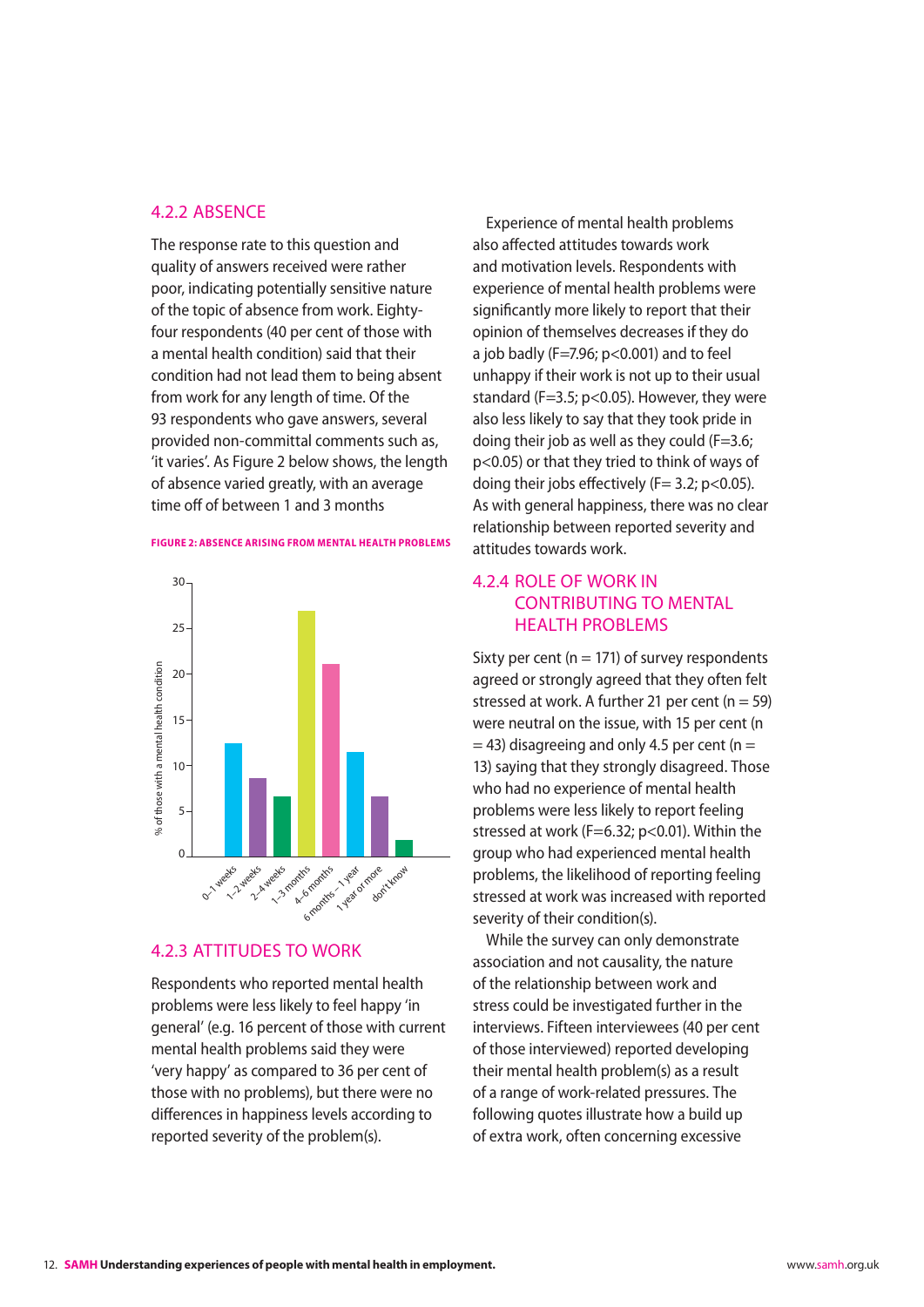### 4.2.2 ABSENCE

The response rate to this question and quality of answers received were rather poor, indicating potentially sensitive nature of the topic of absence from work. Eighty-four respondents (40 per cent of those with a mental health condition) said that their condition had not lead them to being absent from work for any length of time. Of the 93 respondents who gave answers, several provided non-committal comments such as, 'it varies'. As Figure 2 below shows, the length of absence varied greatly, with an average time off of between 1 and 3 months

**FIGURE 2: ABSENCE ARISING FROM MENTAL HEALTH PROBLEMS**

| Length of absence | % of those with a mental health condition |
|---|---|
| 0–1 weeks | 12.5 |
| 1–2 weeks | 8.5 |
| 2–4 weeks | 6.5 |
| 1–3 months | 27 |
| 4–6 months | 21 |
| 6 months – 1 year | 11.5 |
| 1 year or more | 6.5 |
| don't know | 2 |

### 4.2.3 ATTITUDES TO WORK

Respondents who reported mental health problems were less likely to feel happy 'in general' (e.g. 16 percent of those with current mental health problems said they were 'very happy' as compared to 36 per cent of those with no problems), but there were no differences in happiness levels according to reported severity of the problem(s).

Experience of mental health problems also affected attitudes towards work and motivation levels. Respondents with experience of mental health problems were significantly more likely to report that their opinion of themselves decreases if they do a job badly ($F=7.96$; $p<0.001$) and to feel unhappy if their work is not up to their usual standard ($F=3.5$; $p<0.05$). However, they were also less likely to say that they took pride in doing their job as well as they could ($F=3.6$; $p<0.05$) or that they tried to think of ways of doing their jobs effectively ($F= 3.2$; $p<0.05$). As with general happiness, there was no clear relationship between reported severity and attitudes towards work.

### 4.2.4 ROLE OF WORK IN CONTRIBUTING TO MENTAL HEALTH PROBLEMS

Sixty per cent (n = 171) of survey respondents agreed or strongly agreed that they often felt stressed at work. A further 21 per cent (n = 59) were neutral on the issue, with 15 per cent (n = 43) disagreeing and only 4.5 per cent (n = 13) saying that they strongly disagreed. Those who had no experience of mental health problems were less likely to report feeling stressed at work ($F=6.32$; $p<0.01$). Within the group who had experienced mental health problems, the likelihood of reporting feeling stressed at work was increased with reported severity of their condition(s).

While the survey can only demonstrate association and not causality, the nature of the relationship between work and stress could be investigated further in the interviews. Fifteen interviewees (40 per cent of those interviewed) reported developing their mental health problem(s) as a result of a range of work-related pressures. The following quotes illustrate how a build up of extra work, often concerning excessive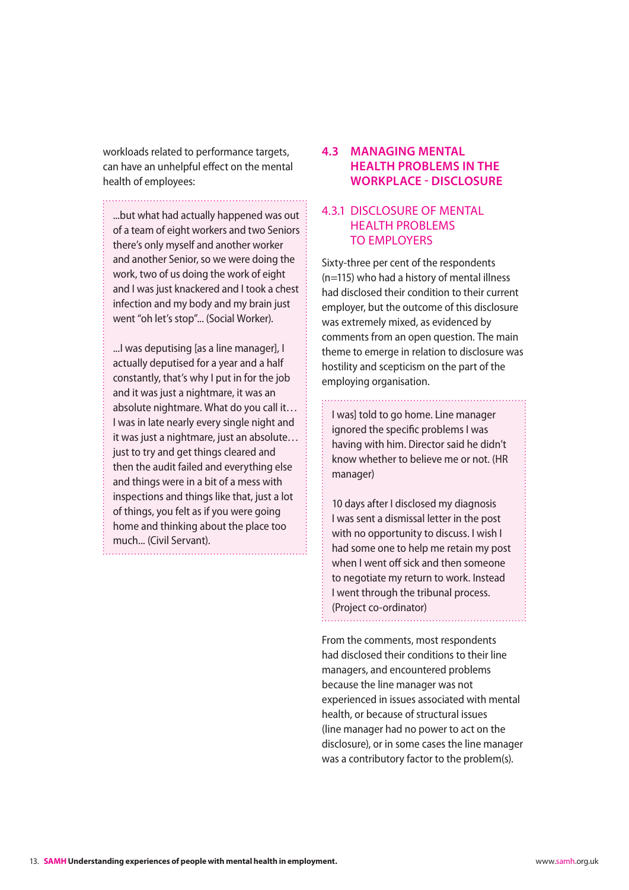workloads related to performance targets, can have an unhelpful effect on the mental health of employees:

> ...but what had actually happened was out of a team of eight workers and two Seniors there's only myself and another worker and another Senior, so we were doing the work, two of us doing the work of eight and I was just knackered and I took a chest infection and my body and my brain just went "oh let's stop"... (Social Worker).
>
> ...I was deputising [as a line manager], I actually deputised for a year and a half constantly, that's why I put in for the job and it was just a nightmare, it was an absolute nightmare. What do you call it… I was in late nearly every single night and it was just a nightmare, just an absolute… just to try and get things cleared and then the audit failed and everything else and things were in a bit of a mess with inspections and things like that, just a lot of things, you felt as if you were going home and thinking about the place too much... (Civil Servant).

## 4.3 MANAGING MENTAL HEALTH PROBLEMS IN THE WORKPLACE - DISCLOSURE

### 4.3.1 DISCLOSURE OF MENTAL HEALTH PROBLEMS TO EMPLOYERS

Sixty-three per cent of the respondents (n=115) who had a history of mental illness had disclosed their condition to their current employer, but the outcome of this disclosure was extremely mixed, as evidenced by comments from an open question. The main theme to emerge in relation to disclosure was hostility and scepticism on the part of the employing organisation.

> I was] told to go home. Line manager ignored the specific problems I was having with him. Director said he didn't know whether to believe me or not. (HR manager)
>
> 10 days after I disclosed my diagnosis I was sent a dismissal letter in the post with no opportunity to discuss. I wish I had some one to help me retain my post when I went off sick and then someone to negotiate my return to work. Instead I went through the tribunal process. (Project co-ordinator)

From the comments, most respondents had disclosed their conditions to their line managers, and encountered problems because the line manager was not experienced in issues associated with mental health, or because of structural issues (line manager had no power to act on the disclosure), or in some cases the line manager was a contributory factor to the problem(s).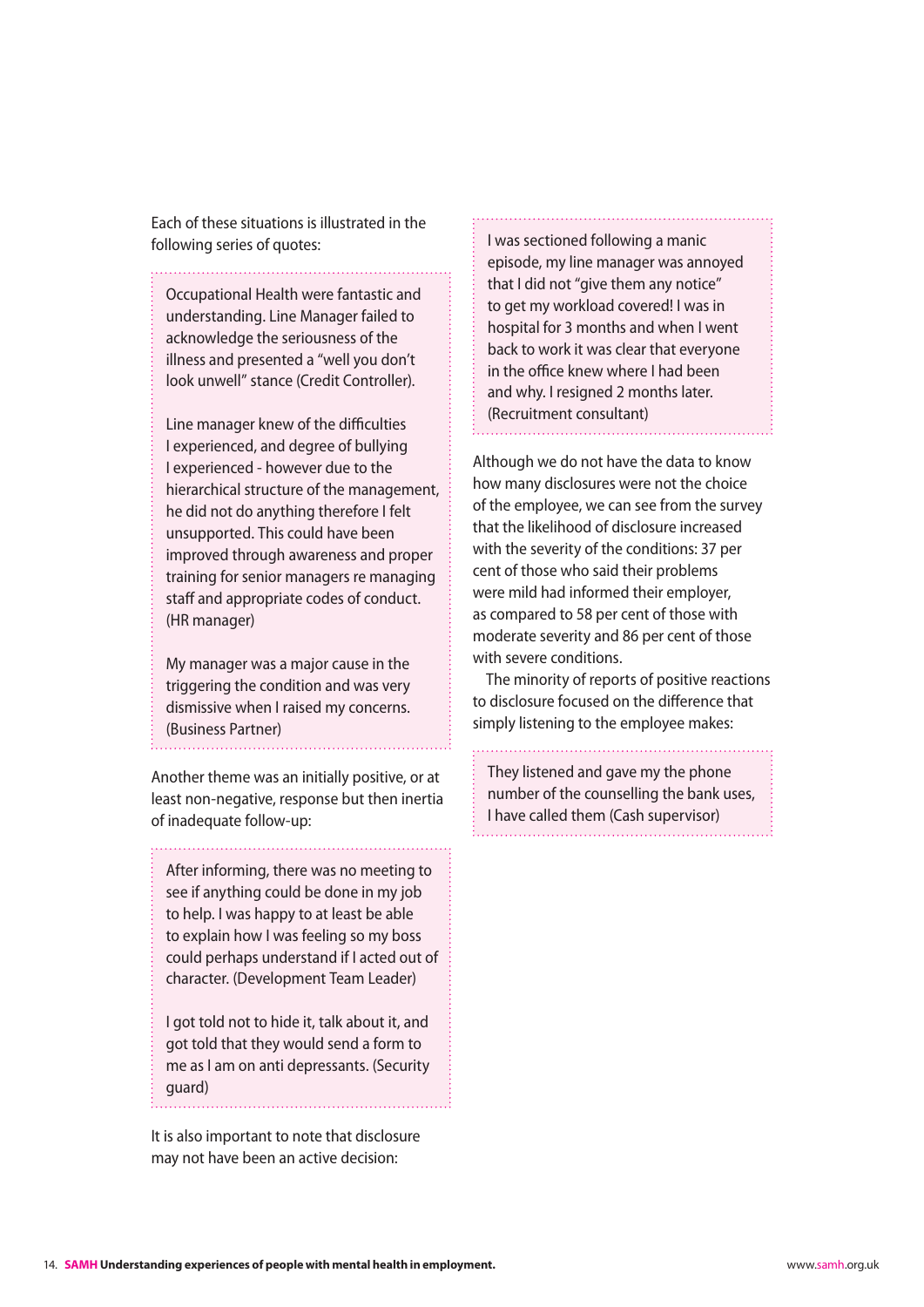Each of these situations is illustrated in the following series of quotes:

> Occupational Health were fantastic and understanding. Line Manager failed to acknowledge the seriousness of the illness and presented a "well you don't look unwell" stance (Credit Controller).
>
> Line manager knew of the difficulties I experienced, and degree of bullying I experienced - however due to the hierarchical structure of the management, he did not do anything therefore I felt unsupported. This could have been improved through awareness and proper training for senior managers re managing staff and appropriate codes of conduct. (HR manager)
>
> My manager was a major cause in the triggering the condition and was very dismissive when I raised my concerns. (Business Partner)

Another theme was an initially positive, or at least non-negative, response but then inertia of inadequate follow-up:

> After informing, there was no meeting to see if anything could be done in my job to help. I was happy to at least be able to explain how I was feeling so my boss could perhaps understand if I acted out of character. (Development Team Leader)
>
> I got told not to hide it, talk about it, and got told that they would send a form to me as I am on anti depressants. (Security guard)

It is also important to note that disclosure may not have been an active decision:

> I was sectioned following a manic episode, my line manager was annoyed that I did not "give them any notice" to get my workload covered! I was in hospital for 3 months and when I went back to work it was clear that everyone in the office knew where I had been and why. I resigned 2 months later. (Recruitment consultant)

Although we do not have the data to know how many disclosures were not the choice of the employee, we can see from the survey that the likelihood of disclosure increased with the severity of the conditions: 37 per cent of those who said their problems were mild had informed their employer, as compared to 58 per cent of those with moderate severity and 86 per cent of those with severe conditions.

The minority of reports of positive reactions to disclosure focused on the difference that simply listening to the employee makes:

> They listened and gave my the phone number of the counselling the bank uses, I have called them (Cash supervisor)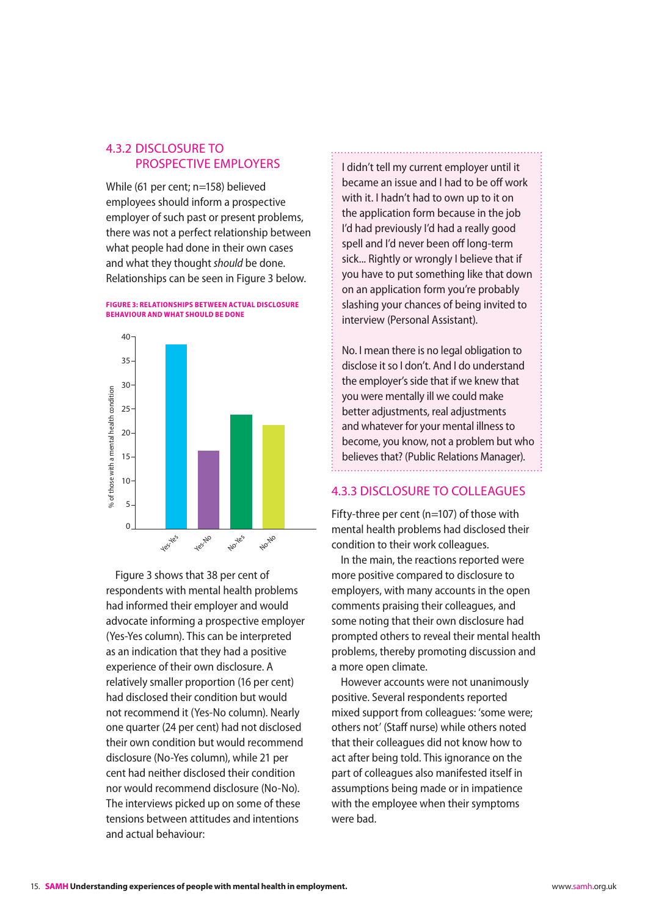### 4.3.2 DISCLOSURE TO PROSPECTIVE EMPLOYERS

While (61 per cent; n=158) believed employees should inform a prospective employer of such past or present problems, there was not a perfect relationship between what people had done in their own cases and what they thought *should* be done. Relationships can be seen in Figure 3 below.

**FIGURE 3: RELATIONSHIPS BETWEEN ACTUAL DISCLOSURE BEHAVIOUR AND WHAT SHOULD BE DONE**

Figure 3 shows that 38 per cent of respondents with mental health problems had informed their employer and would advocate informing a prospective employer (Yes-Yes column). This can be interpreted as an indication that they had a positive experience of their own disclosure. A relatively smaller proportion (16 per cent) had disclosed their condition but would not recommend it (Yes-No column). Nearly one quarter (24 per cent) had not disclosed their own condition but would recommend disclosure (No-Yes column), while 21 per cent had neither disclosed their condition nor would recommend disclosure (No-No). The interviews picked up on some of these tensions between attitudes and intentions and actual behaviour:

> I didn't tell my current employer until it became an issue and I had to be off work with it. I hadn't had to own up to it on the application form because in the job I'd had previously I'd had a really good spell and I'd never been off long-term sick... Rightly or wrongly I believe that if you have to put something like that down on an application form you're probably slashing your chances of being invited to interview (Personal Assistant).
>
> No. I mean there is no legal obligation to disclose it so I don't. And I do understand the employer's side that if we knew that you were mentally ill we could make better adjustments, real adjustments and whatever for your mental illness to become, you know, not a problem but who believes that? (Public Relations Manager).

### 4.3.3 DISCLOSURE TO COLLEAGUES

Fifty-three per cent (n=107) of those with mental health problems had disclosed their condition to their work colleagues.

In the main, the reactions reported were more positive compared to disclosure to employers, with many accounts in the open comments praising their colleagues, and some noting that their own disclosure had prompted others to reveal their mental health problems, thereby promoting discussion and a more open climate.

However accounts were not unanimously positive. Several respondents reported mixed support from colleagues: 'some were; others not' (Staff nurse) while others noted that their colleagues did not know how to act after being told. This ignorance on the part of colleagues also manifested itself in assumptions being made or in impatience with the employee when their symptoms were bad.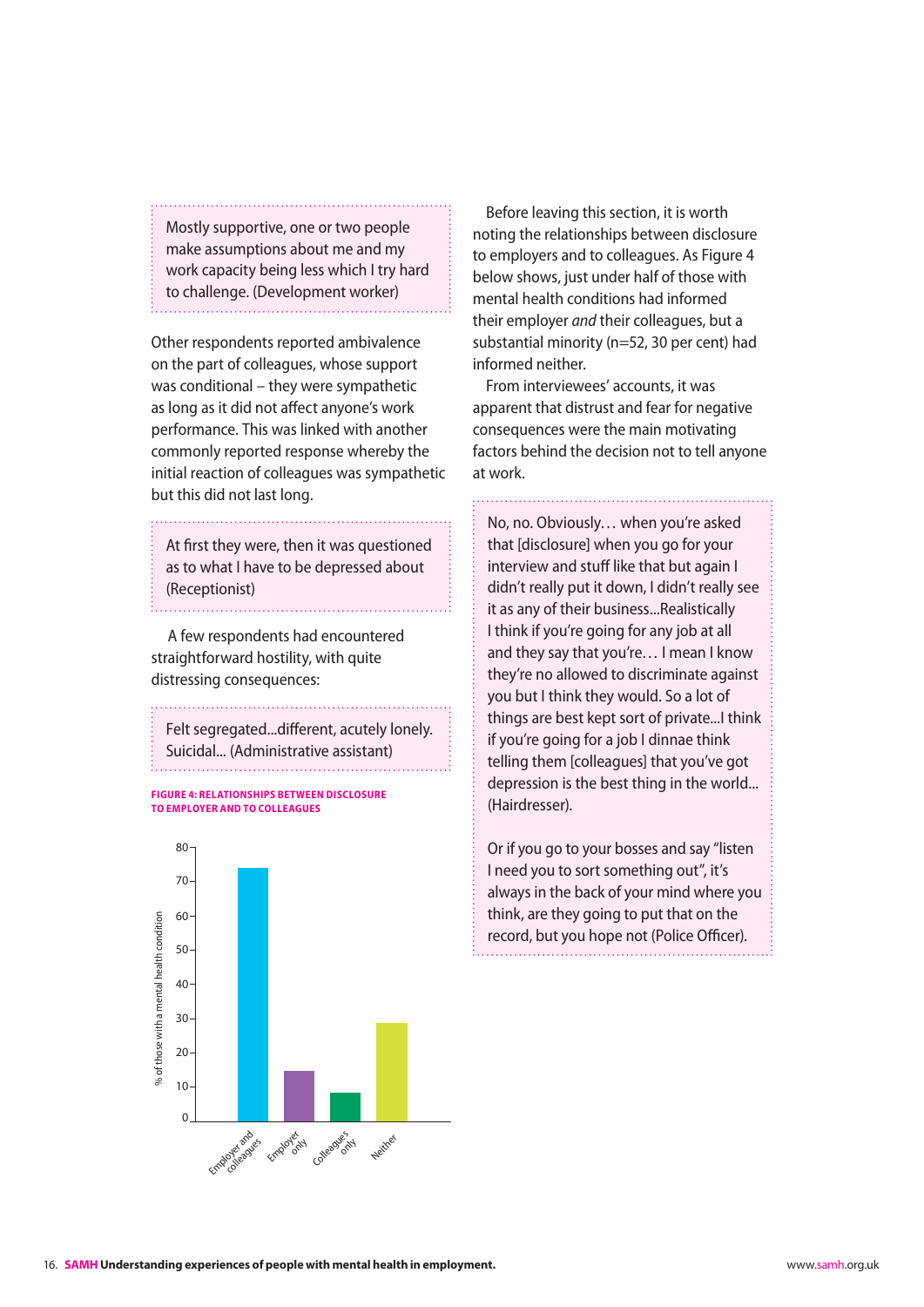> Mostly supportive, one or two people make assumptions about me and my work capacity being less which I try hard to challenge. (Development worker)

Other respondents reported ambivalence on the part of colleagues, whose support was conditional – they were sympathetic as long as it did not affect anyone's work performance. This was linked with another commonly reported response whereby the initial reaction of colleagues was sympathetic but this did not last long.

> At first they were, then it was questioned as to what I have to be depressed about (Receptionist)

A few respondents had encountered straightforward hostility, with quite distressing consequences:

> Felt segregated...different, acutely lonely. Suicidal... (Administrative assistant)

**FIGURE 4: RELATIONSHIPS BETWEEN DISCLOSURE TO EMPLOYER AND TO COLLEAGUES**

| Disclosure | % of those with a mental health condition (approx.) |
|---|---|
| Employer and colleagues | 74 |
| Employer only | 15 |
| Colleagues only | 8 |
| Neither | 29 |

Before leaving this section, it is worth noting the relationships between disclosure to employers and to colleagues. As Figure 4 below shows, just under half of those with mental health conditions had informed their employer *and* their colleagues, but a substantial minority (n=52, 30 per cent) had informed neither.

From interviewees' accounts, it was apparent that distrust and fear for negative consequences were the main motivating factors behind the decision not to tell anyone at work.

> No, no. Obviously… when you're asked that [disclosure] when you go for your interview and stuff like that but again I didn't really put it down, I didn't really see it as any of their business...Realistically I think if you're going for any job at all and they say that you're… I mean I know they're no allowed to discriminate against you but I think they would. So a lot of things are best kept sort of private...I think if you're going for a job I dinnae think telling them [colleagues] that you've got depression is the best thing in the world... (Hairdresser).
>
> Or if you go to your bosses and say "listen I need you to sort something out", it's always in the back of your mind where you think, are they going to put that on the record, but you hope not (Police Officer).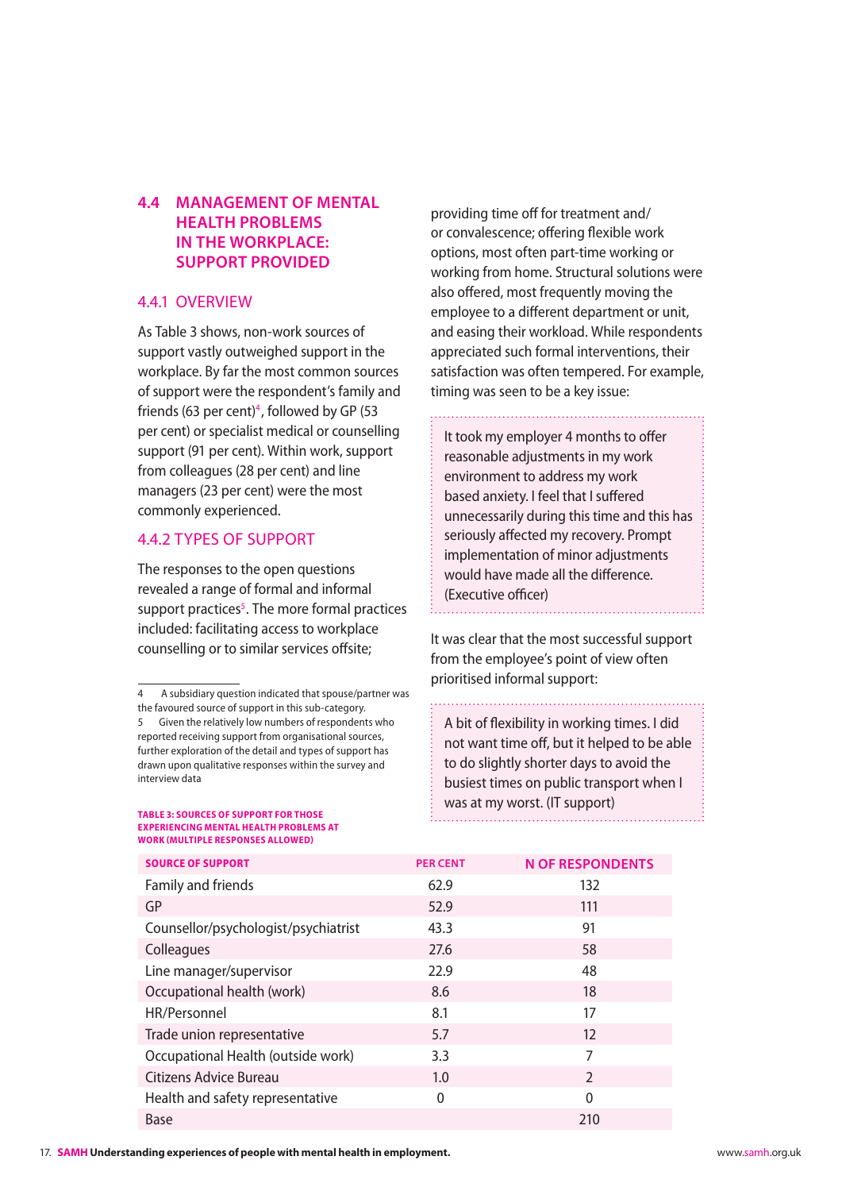## 4.4 MANAGEMENT OF MENTAL HEALTH PROBLEMS IN THE WORKPLACE: SUPPORT PROVIDED

### 4.4.1 OVERVIEW

As Table 3 shows, non-work sources of support vastly outweighed support in the workplace. By far the most common sources of support were the respondent's family and friends (63 per cent)[4], followed by GP (53 per cent) or specialist medical or counselling support (91 per cent). Within work, support from colleagues (28 per cent) and line managers (23 per cent) were the most commonly experienced.

### 4.4.2 TYPES OF SUPPORT

The responses to the open questions revealed a range of formal and informal support practices[5]. The more formal practices included: facilitating access to workplace counselling or to similar services offsite; providing time off for treatment and/or convalescence; offering flexible work options, most often part-time working or working from home. Structural solutions were also offered, most frequently moving the employee to a different department or unit, and easing their workload. While respondents appreciated such formal interventions, their satisfaction was often tempered. For example, timing was seen to be a key issue:

> It took my employer 4 months to offer reasonable adjustments in my work environment to address my work based anxiety. I feel that I suffered unnecessarily during this time and this has seriously affected my recovery. Prompt implementation of minor adjustments would have made all the difference. (Executive officer)

It was clear that the most successful support from the employee's point of view often prioritised informal support:

> A bit of flexibility in working times. I did not want time off, but it helped to be able to do slightly shorter days to avoid the busiest times on public transport when I was at my worst. (IT support)

4 A subsidiary question indicated that spouse/partner was the favoured source of support in this sub-category.

5 Given the relatively low numbers of respondents who reported receiving support from organisational sources, further exploration of the detail and types of support has drawn upon qualitative responses within the survey and interview data

**TABLE 3: SOURCES OF SUPPORT FOR THOSE EXPERIENCING MENTAL HEALTH PROBLEMS AT WORK (MULTIPLE RESPONSES ALLOWED)**

| SOURCE OF SUPPORT | PER CENT | N OF RESPONDENTS |
|---|---|---|
| Family and friends | 62.9 | 132 |
| GP | 52.9 | 111 |
| Counsellor/psychologist/psychiatrist | 43.3 | 91 |
| Colleagues | 27.6 | 58 |
| Line manager/supervisor | 22.9 | 48 |
| Occupational health (work) | 8.6 | 18 |
| HR/Personnel | 8.1 | 17 |
| Trade union representative | 5.7 | 12 |
| Occupational Health (outside work) | 3.3 | 7 |
| Citizens Advice Bureau | 1.0 | 2 |
| Health and safety representative | 0 | 0 |
| Base | | 210 |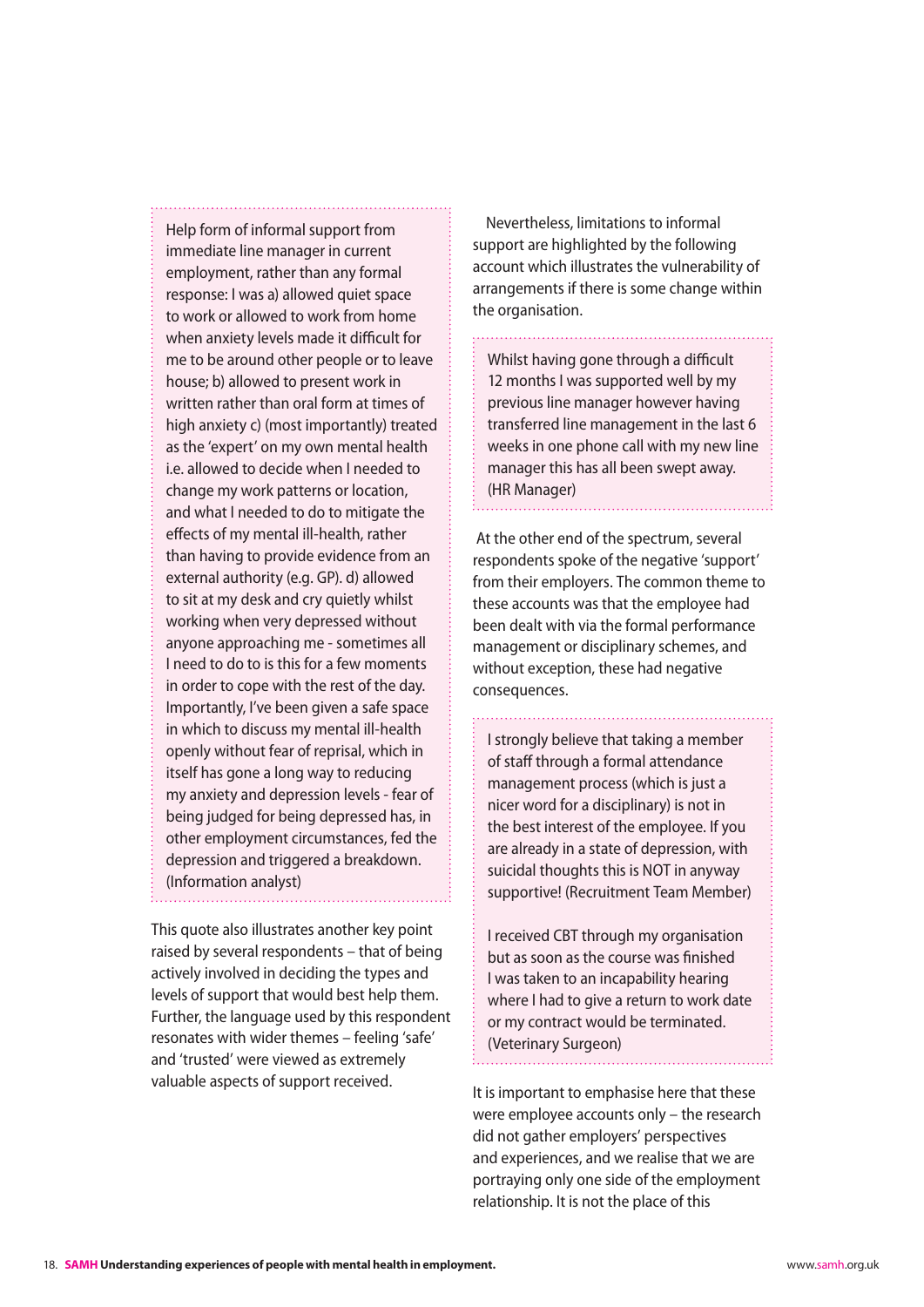> Help form of informal support from immediate line manager in current employment, rather than any formal response: I was a) allowed quiet space to work or allowed to work from home when anxiety levels made it difficult for me to be around other people or to leave house; b) allowed to present work in written rather than oral form at times of high anxiety c) (most importantly) treated as the 'expert' on my own mental health i.e. allowed to decide when I needed to change my work patterns or location, and what I needed to do to mitigate the effects of my mental ill-health, rather than having to provide evidence from an external authority (e.g. GP). d) allowed to sit at my desk and cry quietly whilst working when very depressed without anyone approaching me - sometimes all I need to do to is this for a few moments in order to cope with the rest of the day. Importantly, I've been given a safe space in which to discuss my mental ill-health openly without fear of reprisal, which in itself has gone a long way to reducing my anxiety and depression levels - fear of being judged for being depressed has, in other employment circumstances, fed the depression and triggered a breakdown. (Information analyst)

This quote also illustrates another key point raised by several respondents – that of being actively involved in deciding the types and levels of support that would best help them. Further, the language used by this respondent resonates with wider themes – feeling 'safe' and 'trusted' were viewed as extremely valuable aspects of support received.

Nevertheless, limitations to informal support are highlighted by the following account which illustrates the vulnerability of arrangements if there is some change within the organisation.

> Whilst having gone through a difficult 12 months I was supported well by my previous line manager however having transferred line management in the last 6 weeks in one phone call with my new line manager this has all been swept away. (HR Manager)

At the other end of the spectrum, several respondents spoke of the negative 'support' from their employers. The common theme to these accounts was that the employee had been dealt with via the formal performance management or disciplinary schemes, and without exception, these had negative consequences.

> I strongly believe that taking a member of staff through a formal attendance management process (which is just a nicer word for a disciplinary) is not in the best interest of the employee. If you are already in a state of depression, with suicidal thoughts this is NOT in anyway supportive! (Recruitment Team Member)
>
> I received CBT through my organisation but as soon as the course was finished I was taken to an incapability hearing where I had to give a return to work date or my contract would be terminated. (Veterinary Surgeon)

It is important to emphasise here that these were employee accounts only – the research did not gather employers' perspectives and experiences, and we realise that we are portraying only one side of the employment relationship. It is not the place of this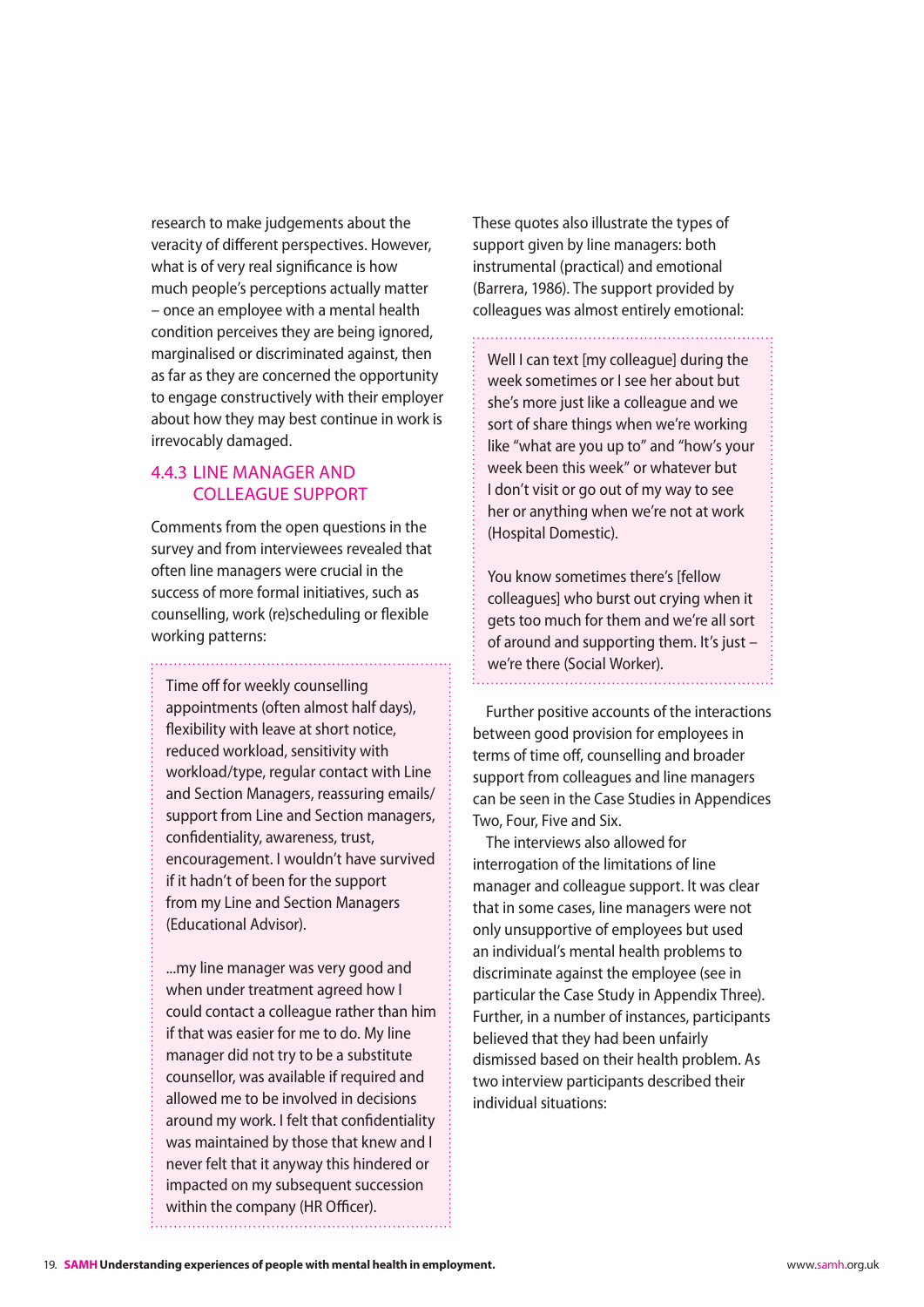research to make judgements about the veracity of different perspectives. However, what is of very real significance is how much people's perceptions actually matter – once an employee with a mental health condition perceives they are being ignored, marginalised or discriminated against, then as far as they are concerned the opportunity to engage constructively with their employer about how they may best continue in work is irrevocably damaged.

### 4.4.3 LINE MANAGER AND COLLEAGUE SUPPORT

Comments from the open questions in the survey and from interviewees revealed that often line managers were crucial in the success of more formal initiatives, such as counselling, work (re)scheduling or flexible working patterns:

> Time off for weekly counselling appointments (often almost half days), flexibility with leave at short notice, reduced workload, sensitivity with workload/type, regular contact with Line and Section Managers, reassuring emails/support from Line and Section managers, confidentiality, awareness, trust, encouragement. I wouldn't have survived if it hadn't of been for the support from my Line and Section Managers (Educational Advisor).
>
> ...my line manager was very good and when under treatment agreed how I could contact a colleague rather than him if that was easier for me to do. My line manager did not try to be a substitute counsellor, was available if required and allowed me to be involved in decisions around my work. I felt that confidentiality was maintained by those that knew and I never felt that it anyway this hindered or impacted on my subsequent succession within the company (HR Officer).

These quotes also illustrate the types of support given by line managers: both instrumental (practical) and emotional (Barrera, 1986). The support provided by colleagues was almost entirely emotional:

> Well I can text [my colleague] during the week sometimes or I see her about but she's more just like a colleague and we sort of share things when we're working like "what are you up to" and "how's your week been this week" or whatever but I don't visit or go out of my way to see her or anything when we're not at work (Hospital Domestic).
>
> You know sometimes there's [fellow colleagues] who burst out crying when it gets too much for them and we're all sort of around and supporting them. It's just – we're there (Social Worker).

Further positive accounts of the interactions between good provision for employees in terms of time off, counselling and broader support from colleagues and line managers can be seen in the Case Studies in Appendices Two, Four, Five and Six.

The interviews also allowed for interrogation of the limitations of line manager and colleague support. It was clear that in some cases, line managers were not only unsupportive of employees but used an individual's mental health problems to discriminate against the employee (see in particular the Case Study in Appendix Three). Further, in a number of instances, participants believed that they had been unfairly dismissed based on their health problem. As two interview participants described their individual situations: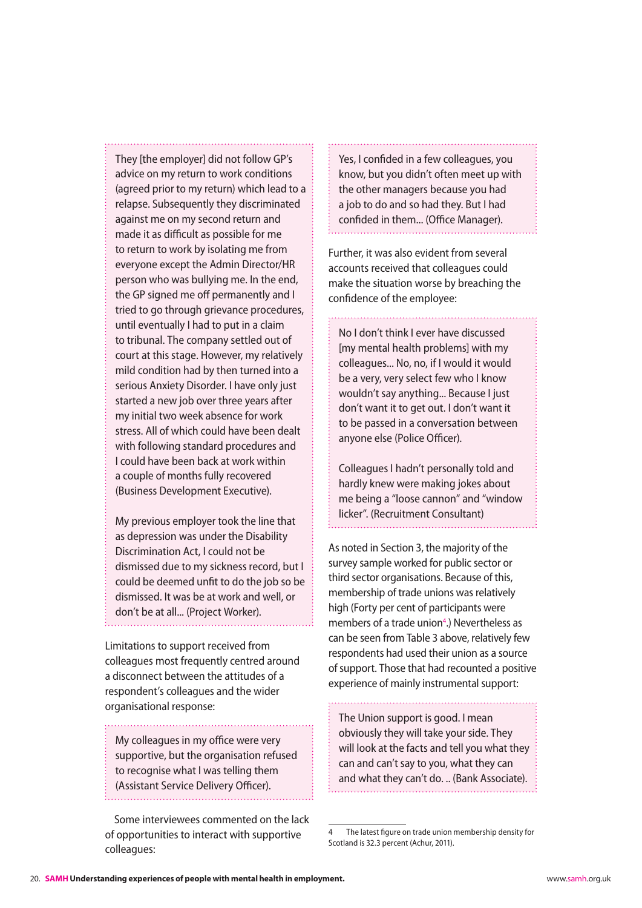> They [the employer] did not follow GP's advice on my return to work conditions (agreed prior to my return) which lead to a relapse. Subsequently they discriminated against me on my second return and made it as difficult as possible for me to return to work by isolating me from everyone except the Admin Director/HR person who was bullying me. In the end, the GP signed me off permanently and I tried to go through grievance procedures, until eventually I had to put in a claim to tribunal. The company settled out of court at this stage. However, my relatively mild condition had by then turned into a serious Anxiety Disorder. I have only just started a new job over three years after my initial two week absence for work stress. All of which could have been dealt with following standard procedures and I could have been back at work within a couple of months fully recovered (Business Development Executive).
>
> My previous employer took the line that as depression was under the Disability Discrimination Act, I could not be dismissed due to my sickness record, but I could be deemed unfit to do the job so be dismissed. It was be at work and well, or don't be at all... (Project Worker).

Limitations to support received from colleagues most frequently centred around a disconnect between the attitudes of a respondent's colleagues and the wider organisational response:

> My colleagues in my office were very supportive, but the organisation refused to recognise what I was telling them (Assistant Service Delivery Officer).

Some interviewees commented on the lack of opportunities to interact with supportive colleagues:

> Yes, I confided in a few colleagues, you know, but you didn't often meet up with the other managers because you had a job to do and so had they. But I had confided in them... (Office Manager).

Further, it was also evident from several accounts received that colleagues could make the situation worse by breaching the confidence of the employee:

> No I don't think I ever have discussed [my mental health problems] with my colleagues... No, no, if I would it would be a very, very select few who I know wouldn't say anything... Because I just don't want it to get out. I don't want it to be passed in a conversation between anyone else (Police Officer).
>
> Colleagues I hadn't personally told and hardly knew were making jokes about me being a "loose cannon" and "window licker". (Recruitment Consultant)

As noted in Section 3, the majority of the survey sample worked for public sector or third sector organisations. Because of this, membership of trade unions was relatively high (Forty per cent of participants were members of a trade union[4].) Nevertheless as can be seen from Table 3 above, relatively few respondents had used their union as a source of support. Those that had recounted a positive experience of mainly instrumental support:

> The Union support is good. I mean obviously they will take your side. They will look at the facts and tell you what they can and can't say to you, what they can and what they can't do. .. (Bank Associate).

---

4 The latest figure on trade union membership density for Scotland is 32.3 percent (Achur, 2011).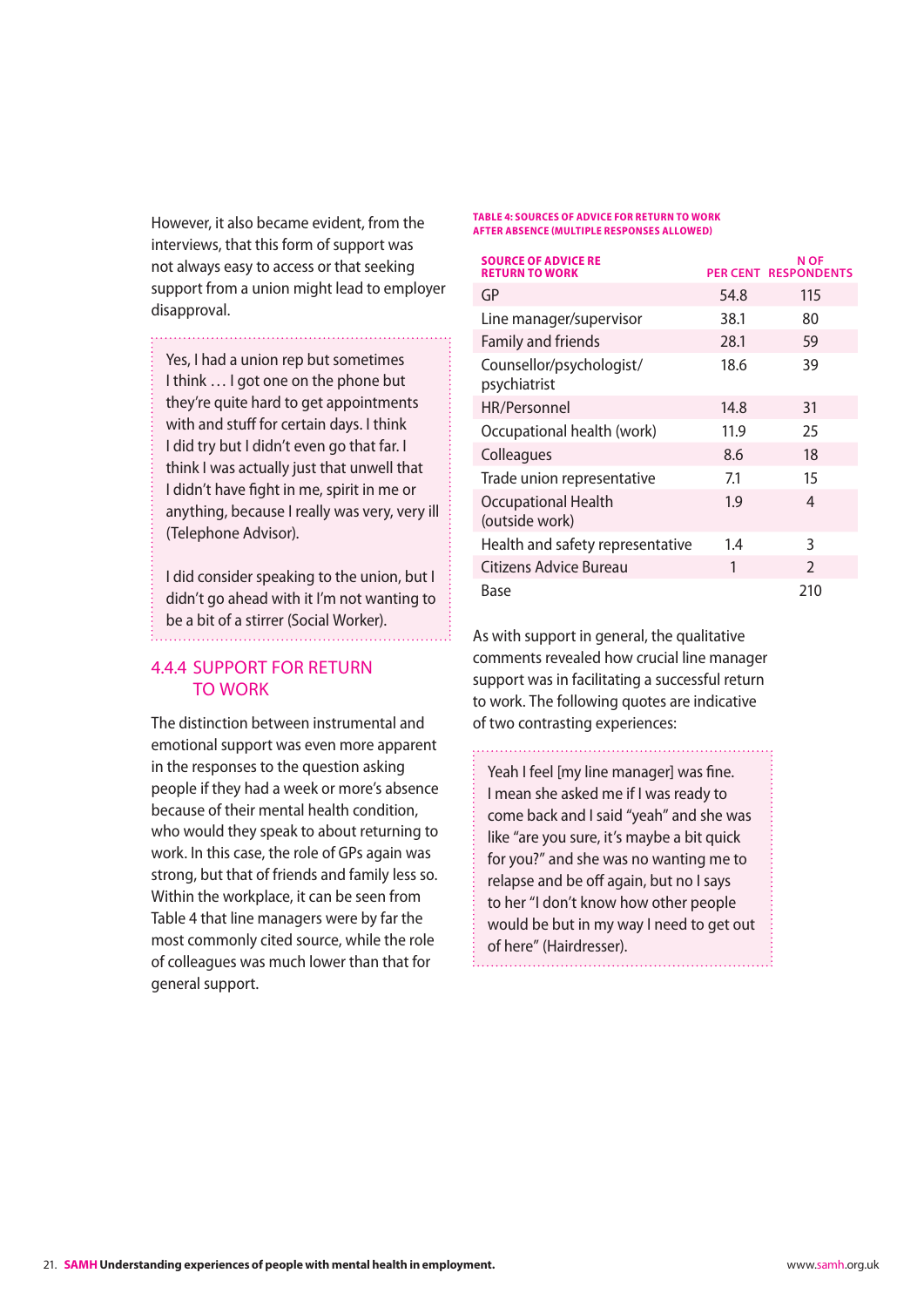However, it also became evident, from the interviews, that this form of support was not always easy to access or that seeking support from a union might lead to employer disapproval.

> Yes, I had a union rep but sometimes I think … I got one on the phone but they're quite hard to get appointments with and stuff for certain days. I think I did try but I didn't even go that far. I think I was actually just that unwell that I didn't have fight in me, spirit in me or anything, because I really was very, very ill (Telephone Advisor).
>
> I did consider speaking to the union, but I didn't go ahead with it I'm not wanting to be a bit of a stirrer (Social Worker).

### 4.4.4 SUPPORT FOR RETURN TO WORK

The distinction between instrumental and emotional support was even more apparent in the responses to the question asking people if they had a week or more's absence because of their mental health condition, who would they speak to about returning to work. In this case, the role of GPs again was strong, but that of friends and family less so. Within the workplace, it can be seen from Table 4 that line managers were by far the most commonly cited source, while the role of colleagues was much lower than that for general support.

**TABLE 4: SOURCES OF ADVICE FOR RETURN TO WORK AFTER ABSENCE (MULTIPLE RESPONSES ALLOWED)**

| SOURCE OF ADVICE RE RETURN TO WORK | PER CENT | N OF RESPONDENTS |
|---|---|---|
| GP | 54.8 | 115 |
| Line manager/supervisor | 38.1 | 80 |
| Family and friends | 28.1 | 59 |
| Counsellor/psychologist/psychiatrist | 18.6 | 39 |
| HR/Personnel | 14.8 | 31 |
| Occupational health (work) | 11.9 | 25 |
| Colleagues | 8.6 | 18 |
| Trade union representative | 7.1 | 15 |
| Occupational Health (outside work) | 1.9 | 4 |
| Health and safety representative | 1.4 | 3 |
| Citizens Advice Bureau | 1 | 2 |
| Base | | 210 |

As with support in general, the qualitative comments revealed how crucial line manager support was in facilitating a successful return to work. The following quotes are indicative of two contrasting experiences:

> Yeah I feel [my line manager] was fine. I mean she asked me if I was ready to come back and I said "yeah" and she was like "are you sure, it's maybe a bit quick for you?" and she was no wanting me to relapse and be off again, but no I says to her "I don't know how other people would be but in my way I need to get out of here" (Hairdresser).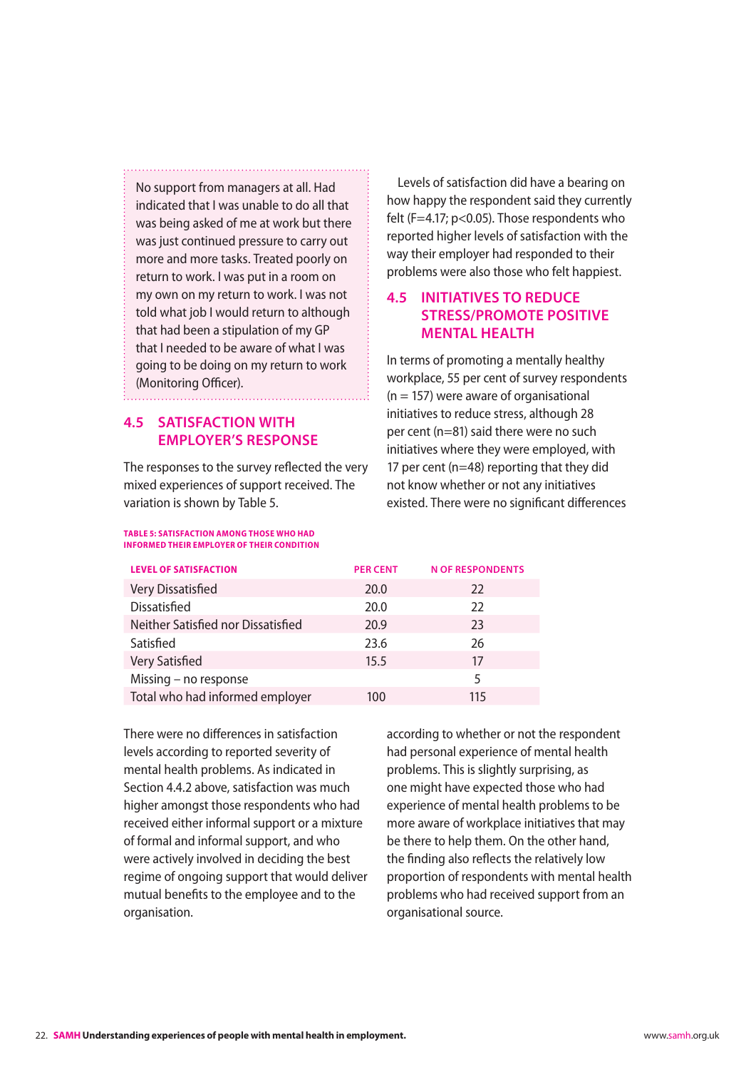No support from managers at all. Had indicated that I was unable to do all that was being asked of me at work but there was just continued pressure to carry out more and more tasks. Treated poorly on return to work. I was put in a room on my own on my return to work. I was not told what job I would return to although that had been a stipulation of my GP that I needed to be aware of what I was going to be doing on my return to work (Monitoring Officer).

## 4.5 SATISFACTION WITH EMPLOYER'S RESPONSE

The responses to the survey reflected the very mixed experiences of support received. The variation is shown by Table 5.

**TABLE 5: SATISFACTION AMONG THOSE WHO HAD INFORMED THEIR EMPLOYER OF THEIR CONDITION**

| LEVEL OF SATISFACTION | PER CENT | N OF RESPONDENTS |
|---|---|---|
| Very Dissatisfied | 20.0 | 22 |
| Dissatisfied | 20.0 | 22 |
| Neither Satisfied nor Dissatisfied | 20.9 | 23 |
| Satisfied | 23.6 | 26 |
| Very Satisfied | 15.5 | 17 |
| Missing – no response | | 5 |
| Total who had informed employer | 100 | 115 |

There were no differences in satisfaction levels according to reported severity of mental health problems. As indicated in Section 4.4.2 above, satisfaction was much higher amongst those respondents who had received either informal support or a mixture of formal and informal support, and who were actively involved in deciding the best regime of ongoing support that would deliver mutual benefits to the employee and to the organisation.

Levels of satisfaction did have a bearing on how happy the respondent said they currently felt ($F=4.17$; $p<0.05$). Those respondents who reported higher levels of satisfaction with the way their employer had responded to their problems were also those who felt happiest.

## 4.5 INITIATIVES TO REDUCE STRESS/PROMOTE POSITIVE MENTAL HEALTH

In terms of promoting a mentally healthy workplace, 55 per cent of survey respondents (n = 157) were aware of organisational initiatives to reduce stress, although 28 per cent (n=81) said there were no such initiatives where they were employed, with 17 per cent (n=48) reporting that they did not know whether or not any initiatives existed. There were no significant differences according to whether or not the respondent had personal experience of mental health problems. This is slightly surprising, as one might have expected those who had experience of mental health problems to be more aware of workplace initiatives that may be there to help them. On the other hand, the finding also reflects the relatively low proportion of respondents with mental health problems who had received support from an organisational source.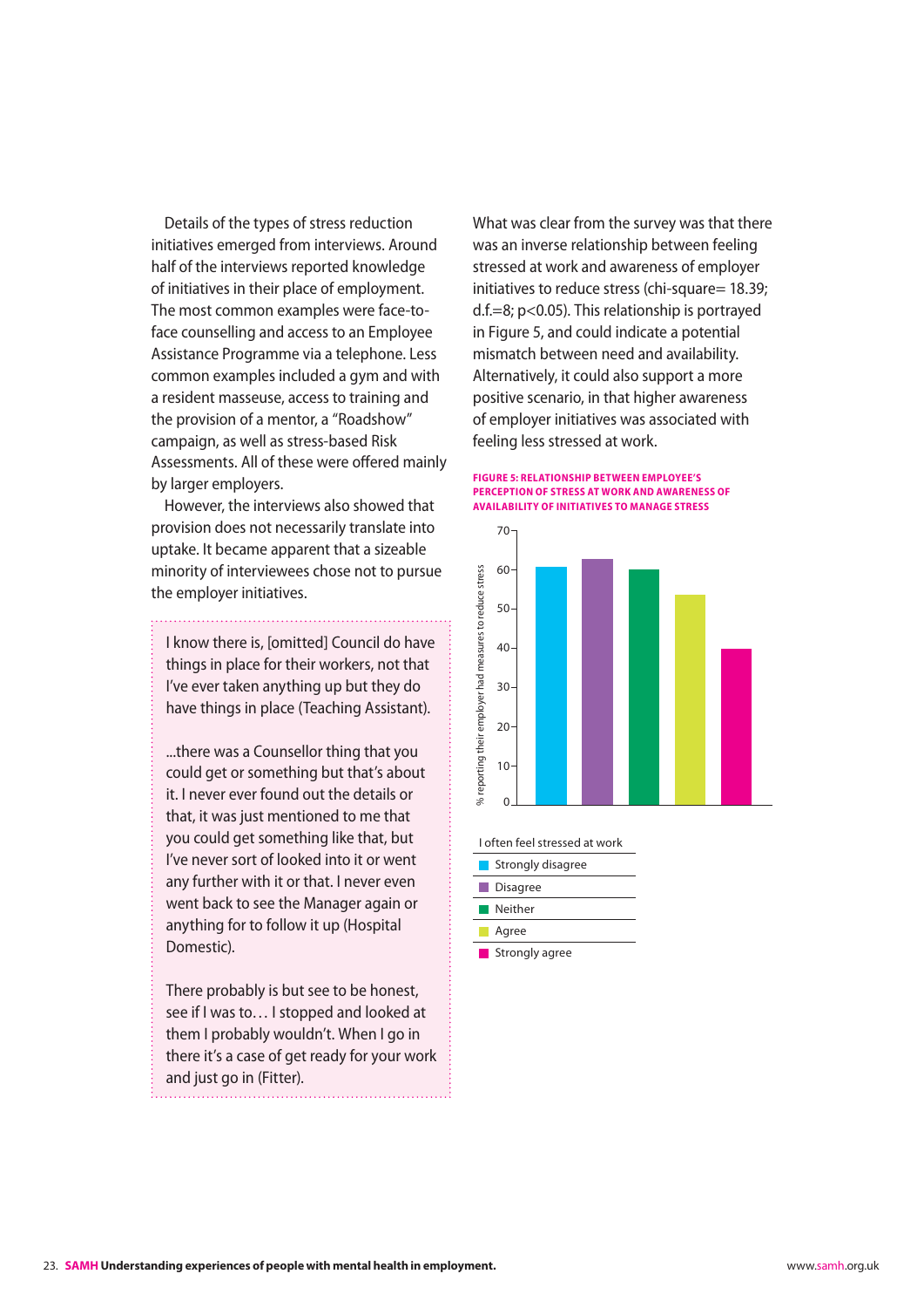Details of the types of stress reduction initiatives emerged from interviews. Around half of the interviews reported knowledge of initiatives in their place of employment. The most common examples were face-to-face counselling and access to an Employee Assistance Programme via a telephone. Less common examples included a gym and with a resident masseuse, access to training and the provision of a mentor, a "Roadshow" campaign, as well as stress-based Risk Assessments. All of these were offered mainly by larger employers.

However, the interviews also showed that provision does not necessarily translate into uptake. It became apparent that a sizeable minority of interviewees chose not to pursue the employer initiatives.

> I know there is, [omitted] Council do have things in place for their workers, not that I've ever taken anything up but they do have things in place (Teaching Assistant).
>
> ...there was a Counsellor thing that you could get or something but that's about it. I never ever found out the details or that, it was just mentioned to me that you could get something like that, but I've never sort of looked into it or went any further with it or that. I never even went back to see the Manager again or anything for to follow it up (Hospital Domestic).
>
> There probably is but see to be honest, see if I was to… I stopped and looked at them I probably wouldn't. When I go in there it's a case of get ready for your work and just go in (Fitter).

What was clear from the survey was that there was an inverse relationship between feeling stressed at work and awareness of employer initiatives to reduce stress (chi-square= 18.39; d.f.=8; $p<0.05$). This relationship is portrayed in Figure 5, and could indicate a potential mismatch between need and availability. Alternatively, it could also support a more positive scenario, in that higher awareness of employer initiatives was associated with feeling less stressed at work.

**FIGURE 5: RELATIONSHIP BETWEEN EMPLOYEE'S PERCEPTION OF STRESS AT WORK AND AWARENESS OF AVAILABILITY OF INITIATIVES TO MANAGE STRESS**

Y-axis: % reporting their employer had measures to reduce stress (0–70)

| I often feel stressed at work | % (approx.) |
|---|---|
| Strongly disagree | 61 |
| Disagree | 63 |
| Neither | 60 |
| Agree | 54 |
| Strongly agree | 40 |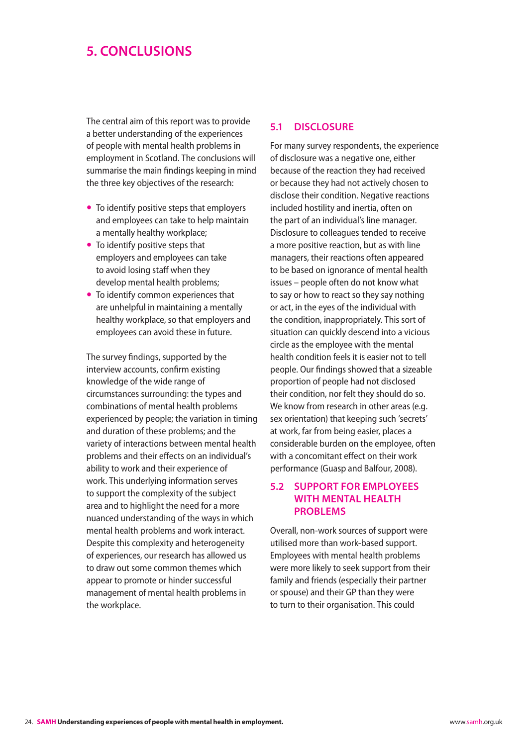# 5. CONCLUSIONS

The central aim of this report was to provide a better understanding of the experiences of people with mental health problems in employment in Scotland. The conclusions will summarise the main findings keeping in mind the three key objectives of the research:

- To identify positive steps that employers and employees can take to help maintain a mentally healthy workplace;
- To identify positive steps that employers and employees can take to avoid losing staff when they develop mental health problems;
- To identify common experiences that are unhelpful in maintaining a mentally healthy workplace, so that employers and employees can avoid these in future.

The survey findings, supported by the interview accounts, confirm existing knowledge of the wide range of circumstances surrounding: the types and combinations of mental health problems experienced by people; the variation in timing and duration of these problems; and the variety of interactions between mental health problems and their effects on an individual's ability to work and their experience of work. This underlying information serves to support the complexity of the subject area and to highlight the need for a more nuanced understanding of the ways in which mental health problems and work interact. Despite this complexity and heterogeneity of experiences, our research has allowed us to draw out some common themes which appear to promote or hinder successful management of mental health problems in the workplace.

## 5.1 DISCLOSURE

For many survey respondents, the experience of disclosure was a negative one, either because of the reaction they had received or because they had not actively chosen to disclose their condition. Negative reactions included hostility and inertia, often on the part of an individual's line manager. Disclosure to colleagues tended to receive a more positive reaction, but as with line managers, their reactions often appeared to be based on ignorance of mental health issues – people often do not know what to say or how to react so they say nothing or act, in the eyes of the individual with the condition, inappropriately. This sort of situation can quickly descend into a vicious circle as the employee with the mental health condition feels it is easier not to tell people. Our findings showed that a sizeable proportion of people had not disclosed their condition, nor felt they should do so. We know from research in other areas (e.g. sex orientation) that keeping such 'secrets' at work, far from being easier, places a considerable burden on the employee, often with a concomitant effect on their work performance (Guasp and Balfour, 2008).

## 5.2 SUPPORT FOR EMPLOYEES WITH MENTAL HEALTH PROBLEMS

Overall, non-work sources of support were utilised more than work-based support. Employees with mental health problems were more likely to seek support from their family and friends (especially their partner or spouse) and their GP than they were to turn to their organisation. This could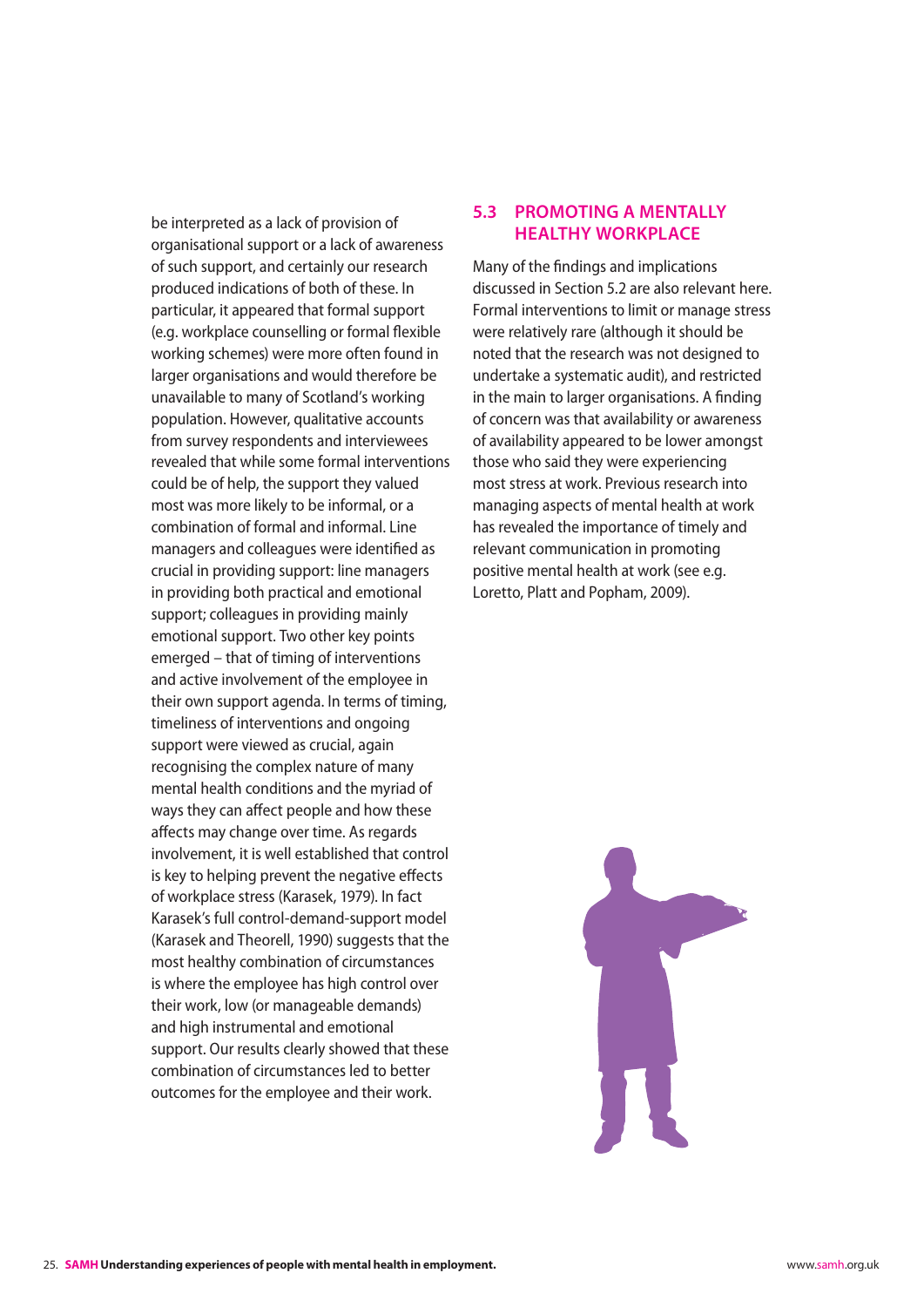be interpreted as a lack of provision of organisational support or a lack of awareness of such support, and certainly our research produced indications of both of these. In particular, it appeared that formal support (e.g. workplace counselling or formal flexible working schemes) were more often found in larger organisations and would therefore be unavailable to many of Scotland's working population. However, qualitative accounts from survey respondents and interviewees revealed that while some formal interventions could be of help, the support they valued most was more likely to be informal, or a combination of formal and informal. Line managers and colleagues were identified as crucial in providing support: line managers in providing both practical and emotional support; colleagues in providing mainly emotional support. Two other key points emerged – that of timing of interventions and active involvement of the employee in their own support agenda. In terms of timing, timeliness of interventions and ongoing support were viewed as crucial, again recognising the complex nature of many mental health conditions and the myriad of ways they can affect people and how these affects may change over time. As regards involvement, it is well established that control is key to helping prevent the negative effects of workplace stress (Karasek, 1979). In fact Karasek's full control-demand-support model (Karasek and Theorell, 1990) suggests that the most healthy combination of circumstances is where the employee has high control over their work, low (or manageable demands) and high instrumental and emotional support. Our results clearly showed that these combination of circumstances led to better outcomes for the employee and their work.

## 5.3 PROMOTING A MENTALLY HEALTHY WORKPLACE

Many of the findings and implications discussed in Section 5.2 are also relevant here. Formal interventions to limit or manage stress were relatively rare (although it should be noted that the research was not designed to undertake a systematic audit), and restricted in the main to larger organisations. A finding of concern was that availability or awareness of availability appeared to be lower amongst those who said they were experiencing most stress at work. Previous research into managing aspects of mental health at work has revealed the importance of timely and relevant communication in promoting positive mental health at work (see e.g. Loretto, Platt and Popham, 2009).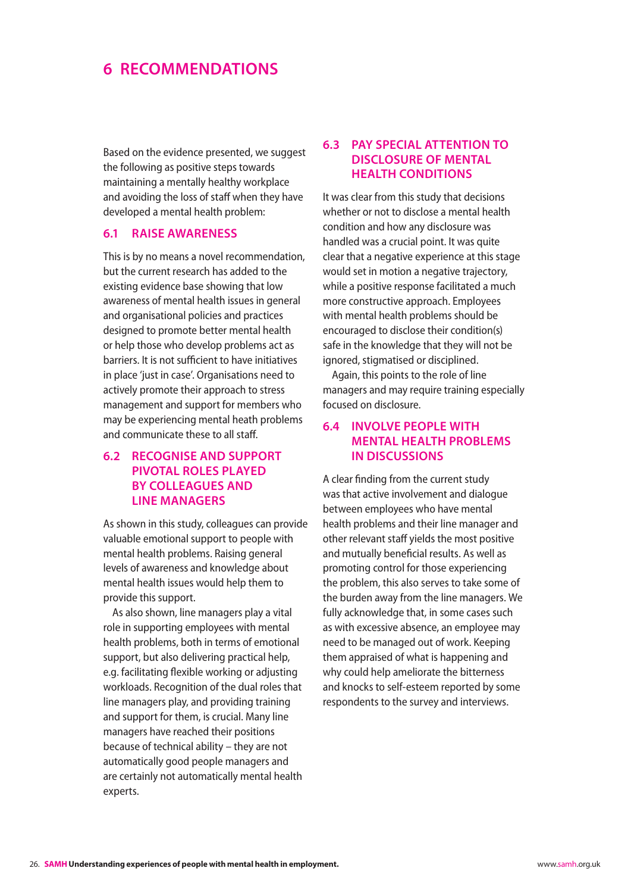# 6 RECOMMENDATIONS

Based on the evidence presented, we suggest the following as positive steps towards maintaining a mentally healthy workplace and avoiding the loss of staff when they have developed a mental health problem:

## 6.1 RAISE AWARENESS

This is by no means a novel recommendation, but the current research has added to the existing evidence base showing that low awareness of mental health issues in general and organisational policies and practices designed to promote better mental health or help those who develop problems act as barriers. It is not sufficient to have initiatives in place 'just in case'. Organisations need to actively promote their approach to stress management and support for members who may be experiencing mental heath problems and communicate these to all staff.

## 6.2 RECOGNISE AND SUPPORT PIVOTAL ROLES PLAYED BY COLLEAGUES AND LINE MANAGERS

As shown in this study, colleagues can provide valuable emotional support to people with mental health problems. Raising general levels of awareness and knowledge about mental health issues would help them to provide this support.

As also shown, line managers play a vital role in supporting employees with mental health problems, both in terms of emotional support, but also delivering practical help, e.g. facilitating flexible working or adjusting workloads. Recognition of the dual roles that line managers play, and providing training and support for them, is crucial. Many line managers have reached their positions because of technical ability – they are not automatically good people managers and are certainly not automatically mental health experts.

## 6.3 PAY SPECIAL ATTENTION TO DISCLOSURE OF MENTAL HEALTH CONDITIONS

It was clear from this study that decisions whether or not to disclose a mental health condition and how any disclosure was handled was a crucial point. It was quite clear that a negative experience at this stage would set in motion a negative trajectory, while a positive response facilitated a much more constructive approach. Employees with mental health problems should be encouraged to disclose their condition(s) safe in the knowledge that they will not be ignored, stigmatised or disciplined.

Again, this points to the role of line managers and may require training especially focused on disclosure.

## 6.4 INVOLVE PEOPLE WITH MENTAL HEALTH PROBLEMS IN DISCUSSIONS

A clear finding from the current study was that active involvement and dialogue between employees who have mental health problems and their line manager and other relevant staff yields the most positive and mutually beneficial results. As well as promoting control for those experiencing the problem, this also serves to take some of the burden away from the line managers. We fully acknowledge that, in some cases such as with excessive absence, an employee may need to be managed out of work. Keeping them appraised of what is happening and why could help ameliorate the bitterness and knocks to self-esteem reported by some respondents to the survey and interviews.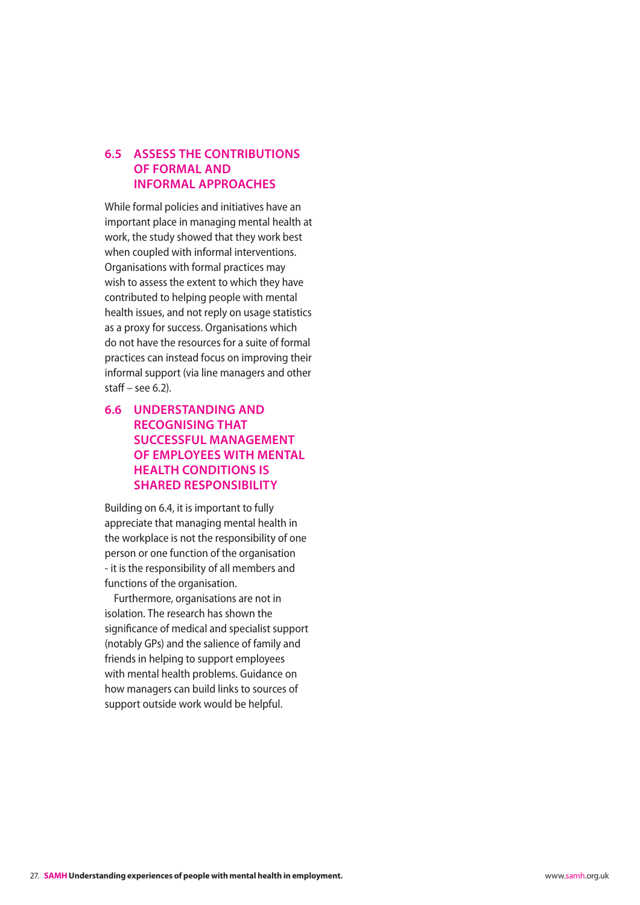## 6.5 ASSESS THE CONTRIBUTIONS OF FORMAL AND INFORMAL APPROACHES

While formal policies and initiatives have an important place in managing mental health at work, the study showed that they work best when coupled with informal interventions. Organisations with formal practices may wish to assess the extent to which they have contributed to helping people with mental health issues, and not reply on usage statistics as a proxy for success. Organisations which do not have the resources for a suite of formal practices can instead focus on improving their informal support (via line managers and other staff – see 6.2).

## 6.6 UNDERSTANDING AND RECOGNISING THAT SUCCESSFUL MANAGEMENT OF EMPLOYEES WITH MENTAL HEALTH CONDITIONS IS SHARED RESPONSIBILITY

Building on 6.4, it is important to fully appreciate that managing mental health in the workplace is not the responsibility of one person or one function of the organisation - it is the responsibility of all members and functions of the organisation.

Furthermore, organisations are not in isolation. The research has shown the significance of medical and specialist support (notably GPs) and the salience of family and friends in helping to support employees with mental health problems. Guidance on how managers can build links to sources of support outside work would be helpful.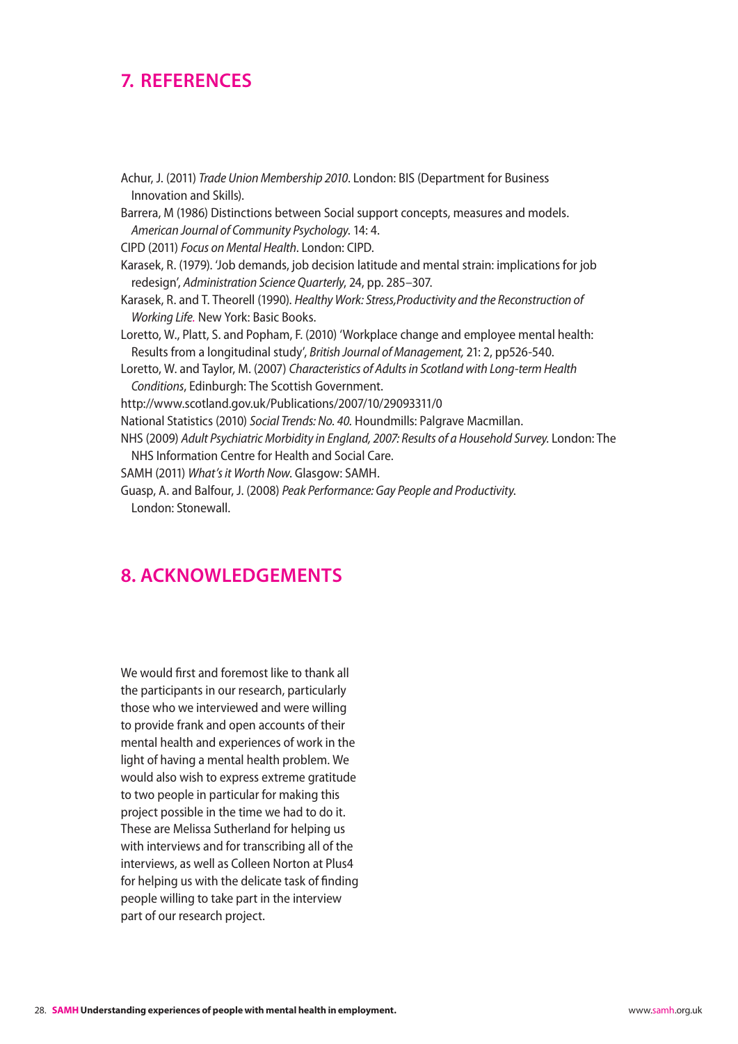## 7. REFERENCES

Achur, J. (2011) *Trade Union Membership 2010*. London: BIS (Department for Business Innovation and Skills).

Barrera, M (1986) Distinctions between Social support concepts, measures and models. *American Journal of Community Psychology.* 14: 4.

CIPD (2011) *Focus on Mental Health*. London: CIPD.

Karasek, R. (1979). 'Job demands, job decision latitude and mental strain: implications for job redesign', *Administration Science Quarterly*, 24, pp. 285–307.

Karasek, R. and T. Theorell (1990). *Healthy Work: Stress,Productivity and the Reconstruction of Working Life.* New York: Basic Books.

Loretto, W., Platt, S. and Popham, F. (2010) 'Workplace change and employee mental health: Results from a longitudinal study', *British Journal of Management,* 21: 2, pp526-540.

Loretto, W. and Taylor, M. (2007) *Characteristics of Adults in Scotland with Long-term Health Conditions*, Edinburgh: The Scottish Government.

http://www.scotland.gov.uk/Publications/2007/10/29093311/0

National Statistics (2010) *Social Trends: No. 40.* Houndmills: Palgrave Macmillan.

NHS (2009) *Adult Psychiatric Morbidity in England, 2007: Results of a Household Survey.* London: The NHS Information Centre for Health and Social Care.

SAMH (2011) *What's it Worth Now*. Glasgow: SAMH.

Guasp, A. and Balfour, J. (2008) *Peak Performance: Gay People and Productivity.* London: Stonewall.

## 8. ACKNOWLEDGEMENTS

We would first and foremost like to thank all the participants in our research, particularly those who we interviewed and were willing to provide frank and open accounts of their mental health and experiences of work in the light of having a mental health problem. We would also wish to express extreme gratitude to two people in particular for making this project possible in the time we had to do it. These are Melissa Sutherland for helping us with interviews and for transcribing all of the interviews, as well as Colleen Norton at Plus4 for helping us with the delicate task of finding people willing to take part in the interview part of our research project.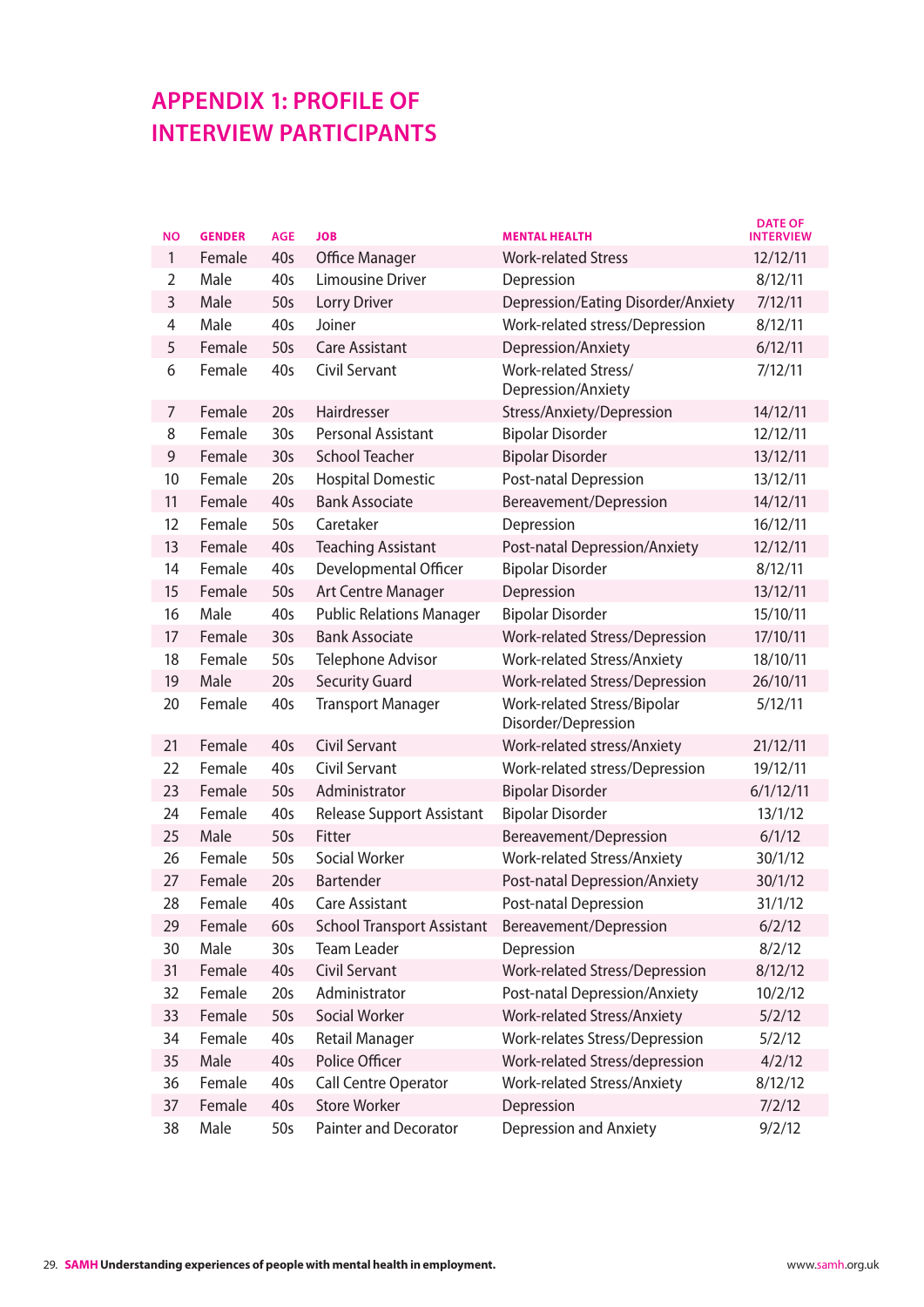# APPENDIX 1: PROFILE OF INTERVIEW PARTICIPANTS

| NO | GENDER | AGE | JOB | MENTAL HEALTH | DATE OF INTERVIEW |
|---|---|---|---|---|---|
| 1 | Female | 40s | Office Manager | Work-related Stress | 12/12/11 |
| 2 | Male | 40s | Limousine Driver | Depression | 8/12/11 |
| 3 | Male | 50s | Lorry Driver | Depression/Eating Disorder/Anxiety | 7/12/11 |
| 4 | Male | 40s | Joiner | Work-related stress/Depression | 8/12/11 |
| 5 | Female | 50s | Care Assistant | Depression/Anxiety | 6/12/11 |
| 6 | Female | 40s | Civil Servant | Work-related Stress/ Depression/Anxiety | 7/12/11 |
| 7 | Female | 20s | Hairdresser | Stress/Anxiety/Depression | 14/12/11 |
| 8 | Female | 30s | Personal Assistant | Bipolar Disorder | 12/12/11 |
| 9 | Female | 30s | School Teacher | Bipolar Disorder | 13/12/11 |
| 10 | Female | 20s | Hospital Domestic | Post-natal Depression | 13/12/11 |
| 11 | Female | 40s | Bank Associate | Bereavement/Depression | 14/12/11 |
| 12 | Female | 50s | Caretaker | Depression | 16/12/11 |
| 13 | Female | 40s | Teaching Assistant | Post-natal Depression/Anxiety | 12/12/11 |
| 14 | Female | 40s | Developmental Officer | Bipolar Disorder | 8/12/11 |
| 15 | Female | 50s | Art Centre Manager | Depression | 13/12/11 |
| 16 | Male | 40s | Public Relations Manager | Bipolar Disorder | 15/10/11 |
| 17 | Female | 30s | Bank Associate | Work-related Stress/Depression | 17/10/11 |
| 18 | Female | 50s | Telephone Advisor | Work-related Stress/Anxiety | 18/10/11 |
| 19 | Male | 20s | Security Guard | Work-related Stress/Depression | 26/10/11 |
| 20 | Female | 40s | Transport Manager | Work-related Stress/Bipolar Disorder/Depression | 5/12/11 |
| 21 | Female | 40s | Civil Servant | Work-related stress/Anxiety | 21/12/11 |
| 22 | Female | 40s | Civil Servant | Work-related stress/Depression | 19/12/11 |
| 23 | Female | 50s | Administrator | Bipolar Disorder | 6/1/12/11 |
| 24 | Female | 40s | Release Support Assistant | Bipolar Disorder | 13/1/12 |
| 25 | Male | 50s | Fitter | Bereavement/Depression | 6/1/12 |
| 26 | Female | 50s | Social Worker | Work-related Stress/Anxiety | 30/1/12 |
| 27 | Female | 20s | Bartender | Post-natal Depression/Anxiety | 30/1/12 |
| 28 | Female | 40s | Care Assistant | Post-natal Depression | 31/1/12 |
| 29 | Female | 60s | School Transport Assistant | Bereavement/Depression | 6/2/12 |
| 30 | Male | 30s | Team Leader | Depression | 8/2/12 |
| 31 | Female | 40s | Civil Servant | Work-related Stress/Depression | 8/12/12 |
| 32 | Female | 20s | Administrator | Post-natal Depression/Anxiety | 10/2/12 |
| 33 | Female | 50s | Social Worker | Work-related Stress/Anxiety | 5/2/12 |
| 34 | Female | 40s | Retail Manager | Work-relates Stress/Depression | 5/2/12 |
| 35 | Male | 40s | Police Officer | Work-related Stress/depression | 4/2/12 |
| 36 | Female | 40s | Call Centre Operator | Work-related Stress/Anxiety | 8/12/12 |
| 37 | Female | 40s | Store Worker | Depression | 7/2/12 |
| 38 | Male | 50s | Painter and Decorator | Depression and Anxiety | 9/2/12 |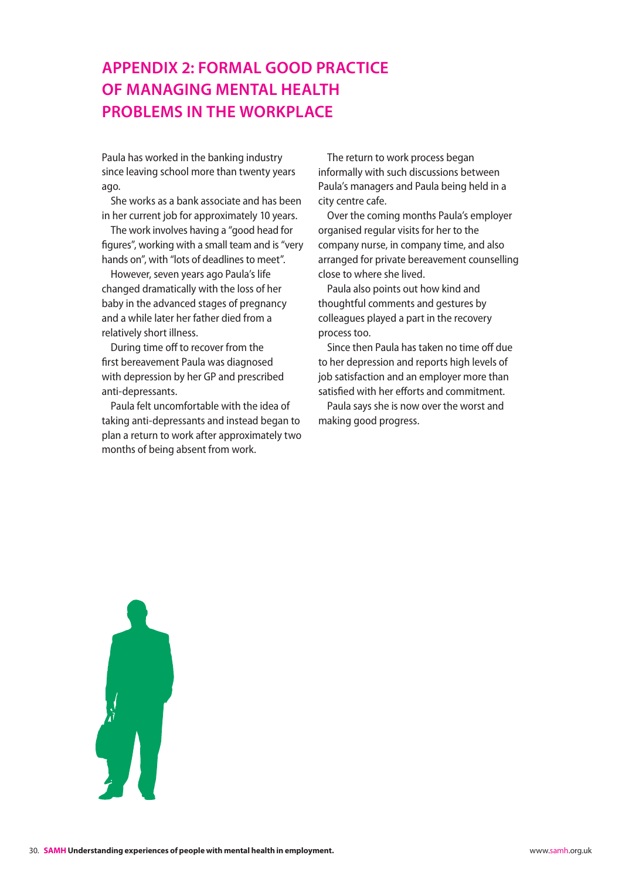# APPENDIX 2: FORMAL GOOD PRACTICE OF MANAGING MENTAL HEALTH PROBLEMS IN THE WORKPLACE

Paula has worked in the banking industry since leaving school more than twenty years ago.

She works as a bank associate and has been in her current job for approximately 10 years.

The work involves having a "good head for figures", working with a small team and is "very hands on", with "lots of deadlines to meet".

However, seven years ago Paula's life changed dramatically with the loss of her baby in the advanced stages of pregnancy and a while later her father died from a relatively short illness.

During time off to recover from the first bereavement Paula was diagnosed with depression by her GP and prescribed anti-depressants.

Paula felt uncomfortable with the idea of taking anti-depressants and instead began to plan a return to work after approximately two months of being absent from work.

The return to work process began informally with such discussions between Paula's managers and Paula being held in a city centre cafe.

Over the coming months Paula's employer organised regular visits for her to the company nurse, in company time, and also arranged for private bereavement counselling close to where she lived.

Paula also points out how kind and thoughtful comments and gestures by colleagues played a part in the recovery process too.

Since then Paula has taken no time off due to her depression and reports high levels of job satisfaction and an employer more than satisfied with her efforts and commitment.

Paula says she is now over the worst and making good progress.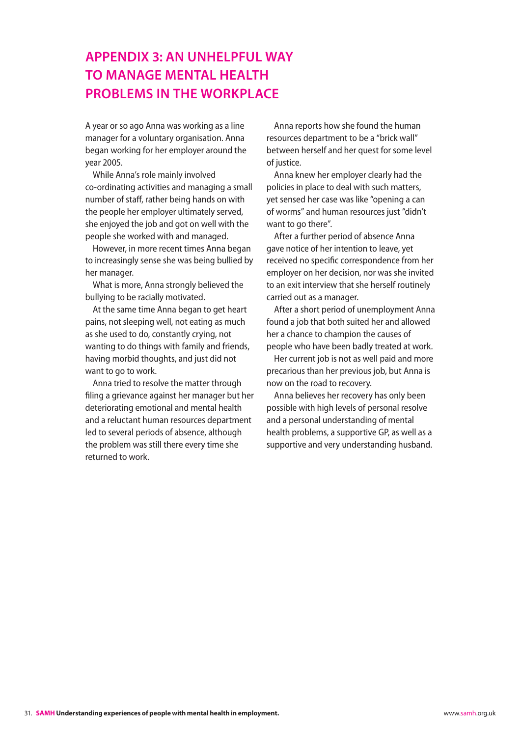# APPENDIX 3: AN UNHELPFUL WAY TO MANAGE MENTAL HEALTH PROBLEMS IN THE WORKPLACE

A year or so ago Anna was working as a line manager for a voluntary organisation. Anna began working for her employer around the year 2005.

While Anna's role mainly involved co-ordinating activities and managing a small number of staff, rather being hands on with the people her employer ultimately served, she enjoyed the job and got on well with the people she worked with and managed.

However, in more recent times Anna began to increasingly sense she was being bullied by her manager.

What is more, Anna strongly believed the bullying to be racially motivated.

At the same time Anna began to get heart pains, not sleeping well, not eating as much as she used to do, constantly crying, not wanting to do things with family and friends, having morbid thoughts, and just did not want to go to work.

Anna tried to resolve the matter through filing a grievance against her manager but her deteriorating emotional and mental health and a reluctant human resources department led to several periods of absence, although the problem was still there every time she returned to work.

Anna reports how she found the human resources department to be a "brick wall" between herself and her quest for some level of justice.

Anna knew her employer clearly had the policies in place to deal with such matters, yet sensed her case was like "opening a can of worms" and human resources just "didn't want to go there".

After a further period of absence Anna gave notice of her intention to leave, yet received no specific correspondence from her employer on her decision, nor was she invited to an exit interview that she herself routinely carried out as a manager.

After a short period of unemployment Anna found a job that both suited her and allowed her a chance to champion the causes of people who have been badly treated at work.

Her current job is not as well paid and more precarious than her previous job, but Anna is now on the road to recovery.

Anna believes her recovery has only been possible with high levels of personal resolve and a personal understanding of mental health problems, a supportive GP, as well as a supportive and very understanding husband.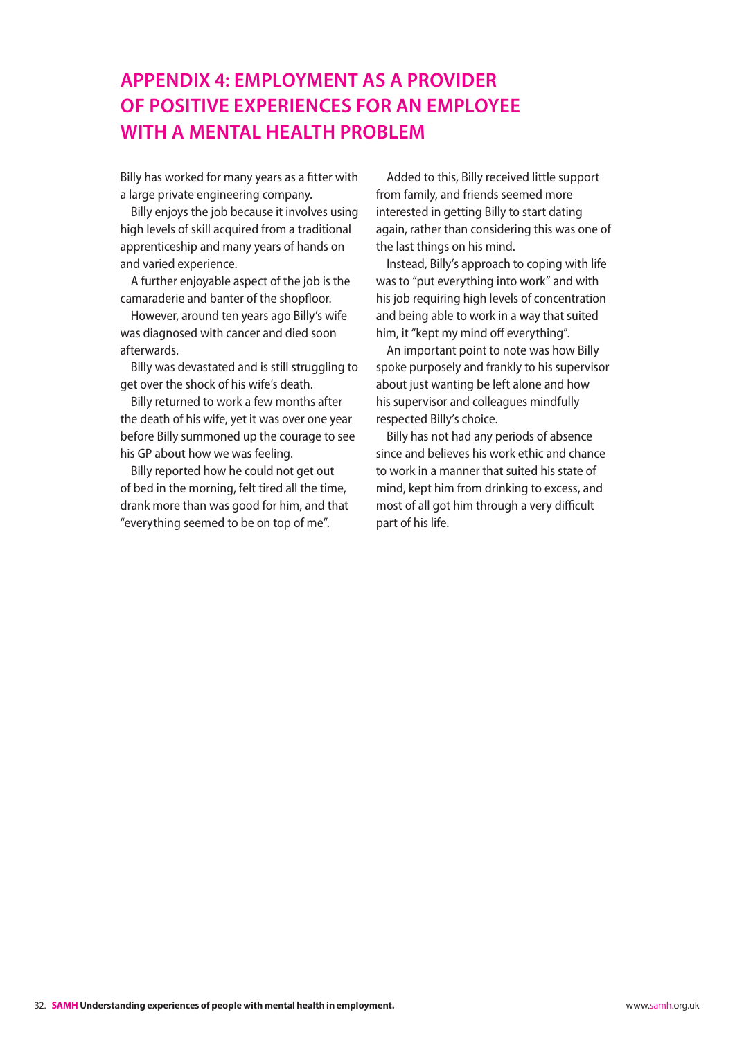# APPENDIX 4: EMPLOYMENT AS A PROVIDER OF POSITIVE EXPERIENCES FOR AN EMPLOYEE WITH A MENTAL HEALTH PROBLEM

Billy has worked for many years as a fitter with a large private engineering company.

Billy enjoys the job because it involves using high levels of skill acquired from a traditional apprenticeship and many years of hands on and varied experience.

A further enjoyable aspect of the job is the camaraderie and banter of the shopfloor.

However, around ten years ago Billy's wife was diagnosed with cancer and died soon afterwards.

Billy was devastated and is still struggling to get over the shock of his wife's death.

Billy returned to work a few months after the death of his wife, yet it was over one year before Billy summoned up the courage to see his GP about how we was feeling.

Billy reported how he could not get out of bed in the morning, felt tired all the time, drank more than was good for him, and that "everything seemed to be on top of me".

Added to this, Billy received little support from family, and friends seemed more interested in getting Billy to start dating again, rather than considering this was one of the last things on his mind.

Instead, Billy's approach to coping with life was to "put everything into work" and with his job requiring high levels of concentration and being able to work in a way that suited him, it "kept my mind off everything".

An important point to note was how Billy spoke purposely and frankly to his supervisor about just wanting be left alone and how his supervisor and colleagues mindfully respected Billy's choice.

Billy has not had any periods of absence since and believes his work ethic and chance to work in a manner that suited his state of mind, kept him from drinking to excess, and most of all got him through a very difficult part of his life.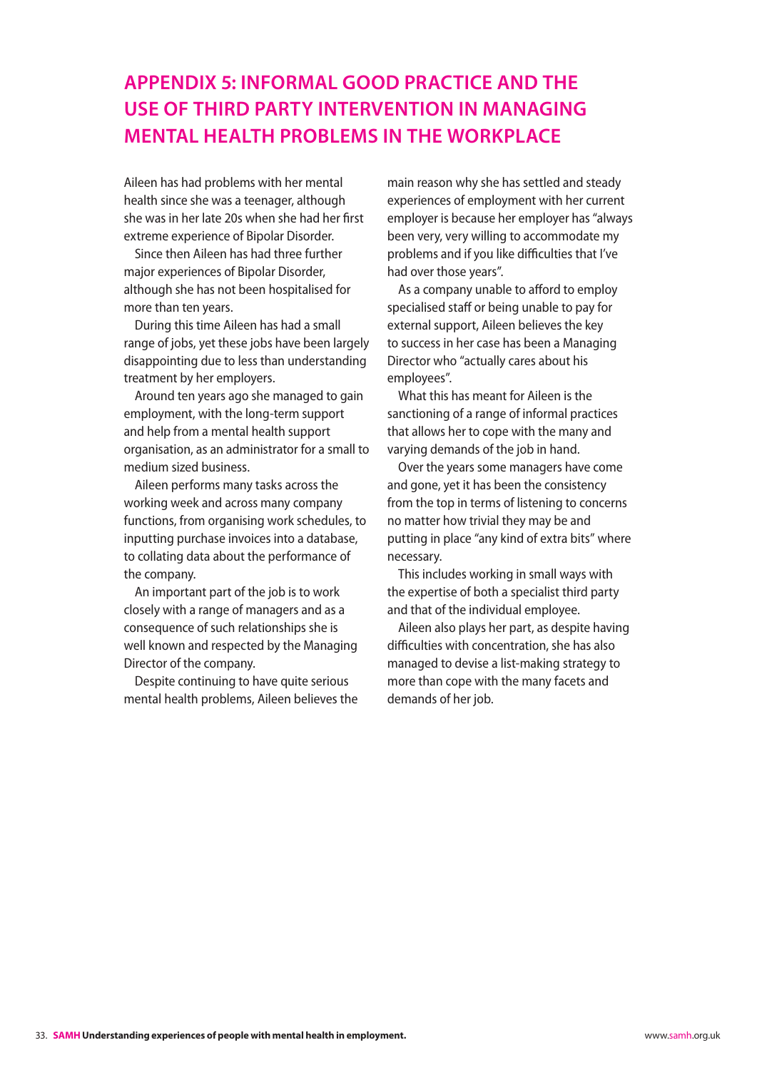# APPENDIX 5: INFORMAL GOOD PRACTICE AND THE USE OF THIRD PARTY INTERVENTION IN MANAGING MENTAL HEALTH PROBLEMS IN THE WORKPLACE

Aileen has had problems with her mental health since she was a teenager, although she was in her late 20s when she had her first extreme experience of Bipolar Disorder.

Since then Aileen has had three further major experiences of Bipolar Disorder, although she has not been hospitalised for more than ten years.

During this time Aileen has had a small range of jobs, yet these jobs have been largely disappointing due to less than understanding treatment by her employers.

Around ten years ago she managed to gain employment, with the long-term support and help from a mental health support organisation, as an administrator for a small to medium sized business.

Aileen performs many tasks across the working week and across many company functions, from organising work schedules, to inputting purchase invoices into a database, to collating data about the performance of the company.

An important part of the job is to work closely with a range of managers and as a consequence of such relationships she is well known and respected by the Managing Director of the company.

Despite continuing to have quite serious mental health problems, Aileen believes the main reason why she has settled and steady experiences of employment with her current employer is because her employer has "always been very, very willing to accommodate my problems and if you like difficulties that I've had over those years".

As a company unable to afford to employ specialised staff or being unable to pay for external support, Aileen believes the key to success in her case has been a Managing Director who "actually cares about his employees".

What this has meant for Aileen is the sanctioning of a range of informal practices that allows her to cope with the many and varying demands of the job in hand.

Over the years some managers have come and gone, yet it has been the consistency from the top in terms of listening to concerns no matter how trivial they may be and putting in place "any kind of extra bits" where necessary.

This includes working in small ways with the expertise of both a specialist third party and that of the individual employee.

Aileen also plays her part, as despite having difficulties with concentration, she has also managed to devise a list-making strategy to more than cope with the many facets and demands of her job.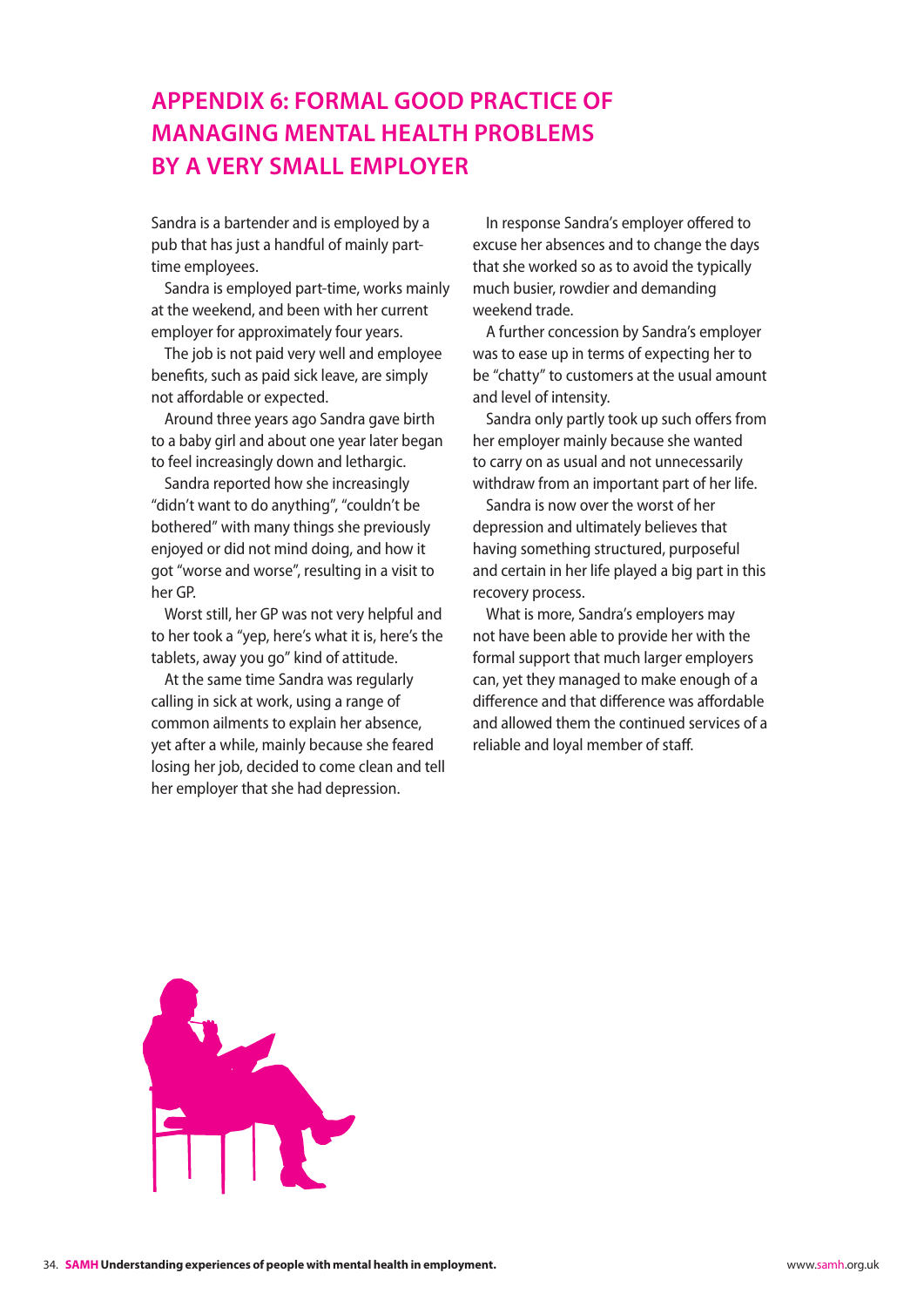# APPENDIX 6: FORMAL GOOD PRACTICE OF MANAGING MENTAL HEALTH PROBLEMS BY A VERY SMALL EMPLOYER

Sandra is a bartender and is employed by a pub that has just a handful of mainly part-time employees.

Sandra is employed part-time, works mainly at the weekend, and been with her current employer for approximately four years.

The job is not paid very well and employee benefits, such as paid sick leave, are simply not affordable or expected.

Around three years ago Sandra gave birth to a baby girl and about one year later began to feel increasingly down and lethargic.

Sandra reported how she increasingly "didn't want to do anything", "couldn't be bothered" with many things she previously enjoyed or did not mind doing, and how it got "worse and worse", resulting in a visit to her GP.

Worst still, her GP was not very helpful and to her took a "yep, here's what it is, here's the tablets, away you go" kind of attitude.

At the same time Sandra was regularly calling in sick at work, using a range of common ailments to explain her absence, yet after a while, mainly because she feared losing her job, decided to come clean and tell her employer that she had depression.

In response Sandra's employer offered to excuse her absences and to change the days that she worked so as to avoid the typically much busier, rowdier and demanding weekend trade.

A further concession by Sandra's employer was to ease up in terms of expecting her to be "chatty" to customers at the usual amount and level of intensity.

Sandra only partly took up such offers from her employer mainly because she wanted to carry on as usual and not unnecessarily withdraw from an important part of her life.

Sandra is now over the worst of her depression and ultimately believes that having something structured, purposeful and certain in her life played a big part in this recovery process.

What is more, Sandra's employers may not have been able to provide her with the formal support that much larger employers can, yet they managed to make enough of a difference and that difference was affordable and allowed them the continued services of a reliable and loyal member of staff.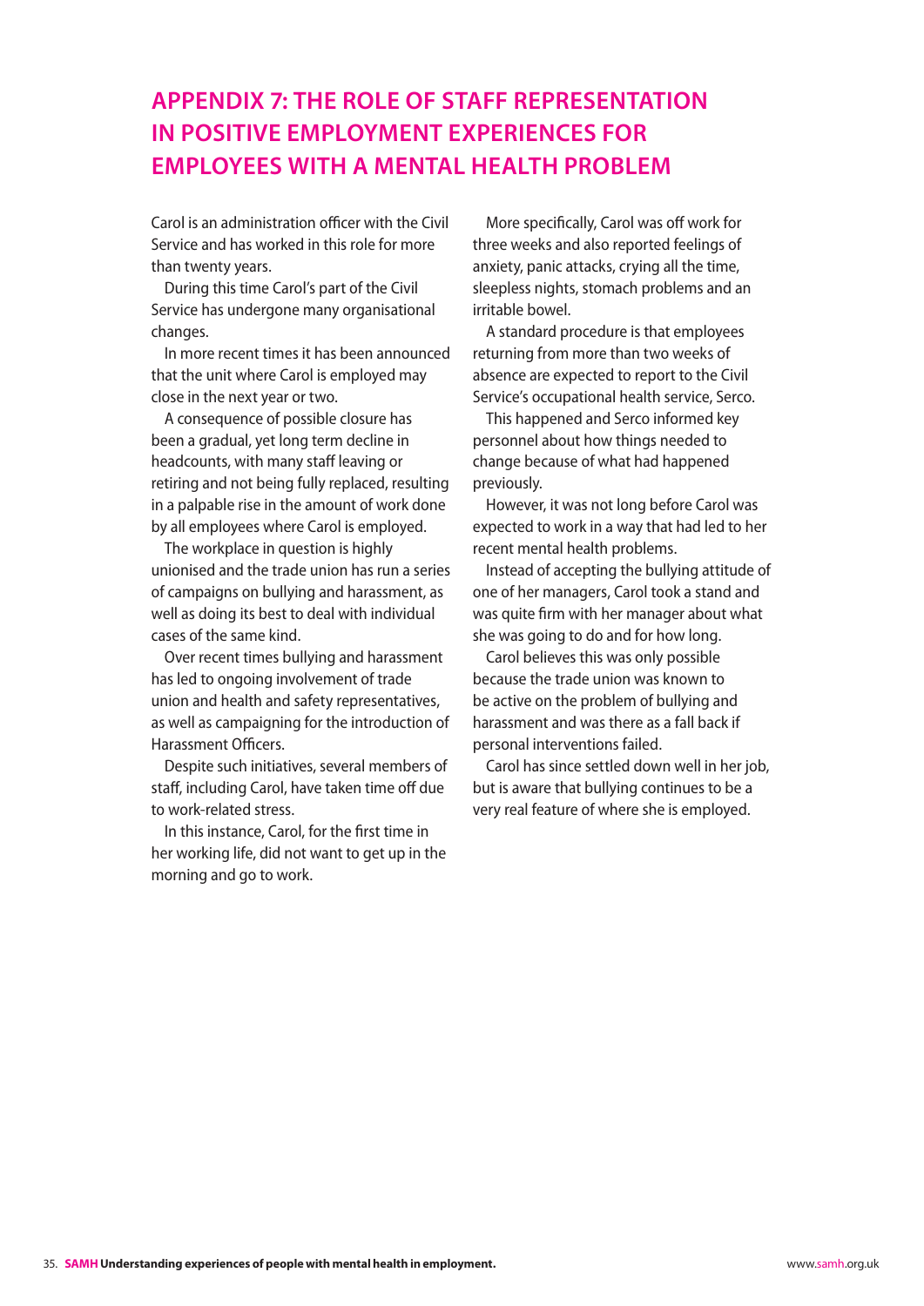# APPENDIX 7: THE ROLE OF STAFF REPRESENTATION IN POSITIVE EMPLOYMENT EXPERIENCES FOR EMPLOYEES WITH A MENTAL HEALTH PROBLEM

Carol is an administration officer with the Civil Service and has worked in this role for more than twenty years.

During this time Carol's part of the Civil Service has undergone many organisational changes.

In more recent times it has been announced that the unit where Carol is employed may close in the next year or two.

A consequence of possible closure has been a gradual, yet long term decline in headcounts, with many staff leaving or retiring and not being fully replaced, resulting in a palpable rise in the amount of work done by all employees where Carol is employed.

The workplace in question is highly unionised and the trade union has run a series of campaigns on bullying and harassment, as well as doing its best to deal with individual cases of the same kind.

Over recent times bullying and harassment has led to ongoing involvement of trade union and health and safety representatives, as well as campaigning for the introduction of Harassment Officers.

Despite such initiatives, several members of staff, including Carol, have taken time off due to work-related stress.

In this instance, Carol, for the first time in her working life, did not want to get up in the morning and go to work.

More specifically, Carol was off work for three weeks and also reported feelings of anxiety, panic attacks, crying all the time, sleepless nights, stomach problems and an irritable bowel.

A standard procedure is that employees returning from more than two weeks of absence are expected to report to the Civil Service's occupational health service, Serco.

This happened and Serco informed key personnel about how things needed to change because of what had happened previously.

However, it was not long before Carol was expected to work in a way that had led to her recent mental health problems.

Instead of accepting the bullying attitude of one of her managers, Carol took a stand and was quite firm with her manager about what she was going to do and for how long.

Carol believes this was only possible because the trade union was known to be active on the problem of bullying and harassment and was there as a fall back if personal interventions failed.

Carol has since settled down well in her job, but is aware that bullying continues to be a very real feature of where she is employed.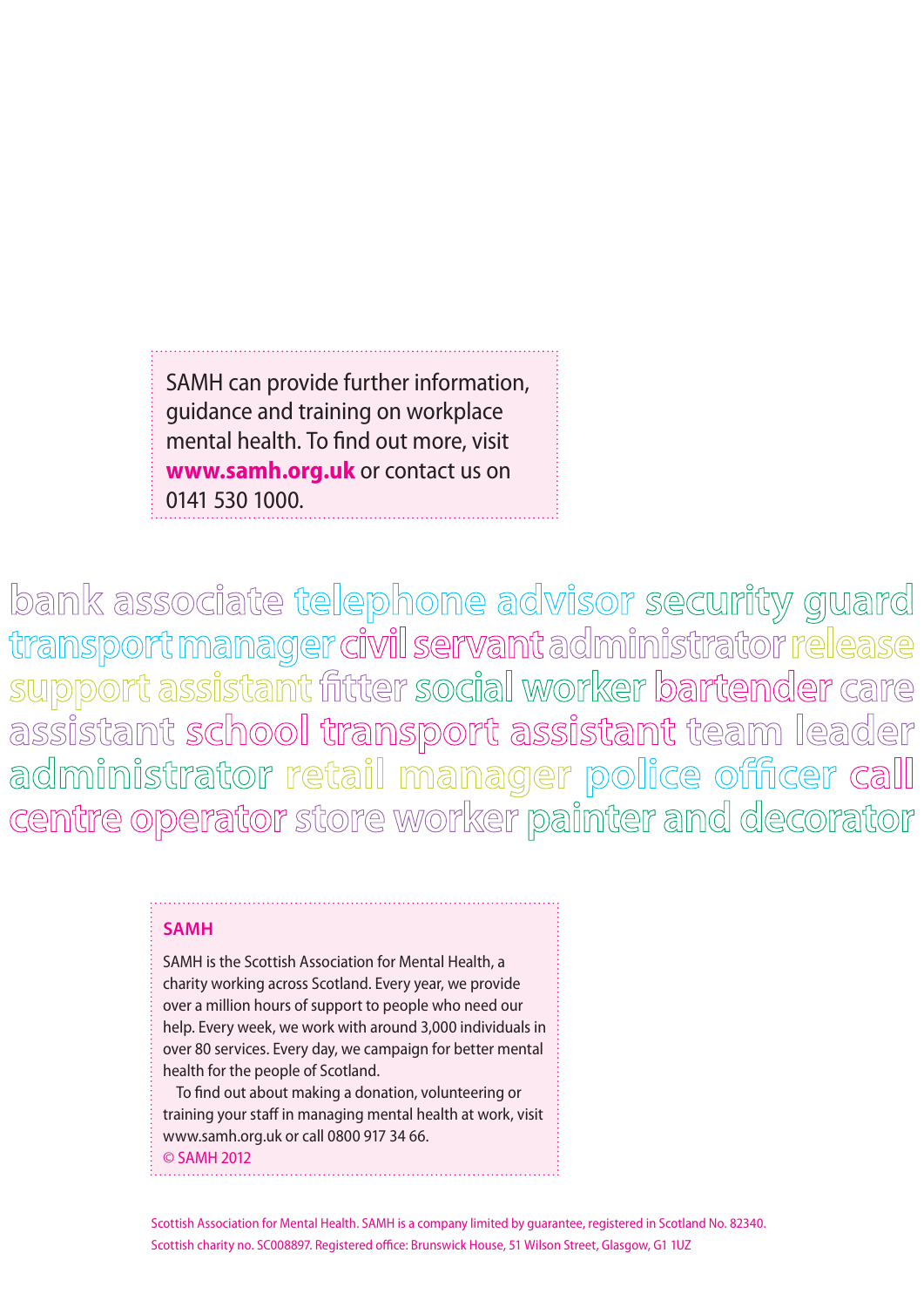SAMH can provide further information, guidance and training on workplace mental health. To find out more, visit **www.samh.org.uk** or contact us on 0141 530 1000.

bank associate telephone advisor security guard transport manager civil servant administrator release support assistant fitter social worker bartender care assistant school transport assistant team leader administrator retail manager police officer call centre operator store worker painter and decorator

**SAMH**

SAMH is the Scottish Association for Mental Health, a charity working across Scotland. Every year, we provide over a million hours of support to people who need our help. Every week, we work with around 3,000 individuals in over 80 services. Every day, we campaign for better mental health for the people of Scotland.

To find out about making a donation, volunteering or training your staff in managing mental health at work, visit www.samh.org.uk or call 0800 917 34 66.

© SAMH 2012

Scottish Association for Mental Health. SAMH is a company limited by guarantee, registered in Scotland No. 82340.
Scottish charity no. SC008897. Registered office: Brunswick House, 51 Wilson Street, Glasgow, G1 1UZ